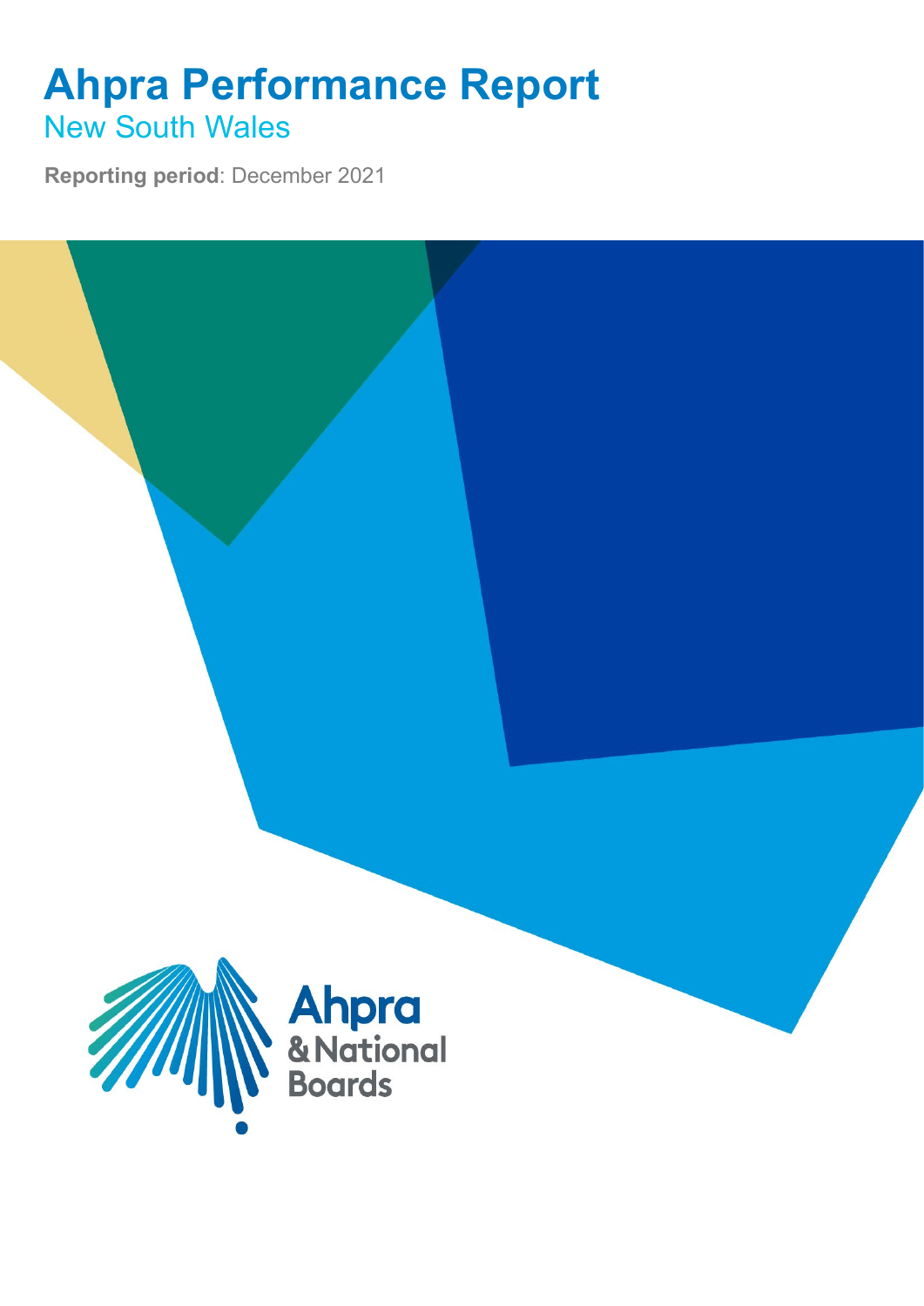# Ahpra Performance Report

## New South Wales

**Reporting period**: December 2021

Ahpra
& National
Boards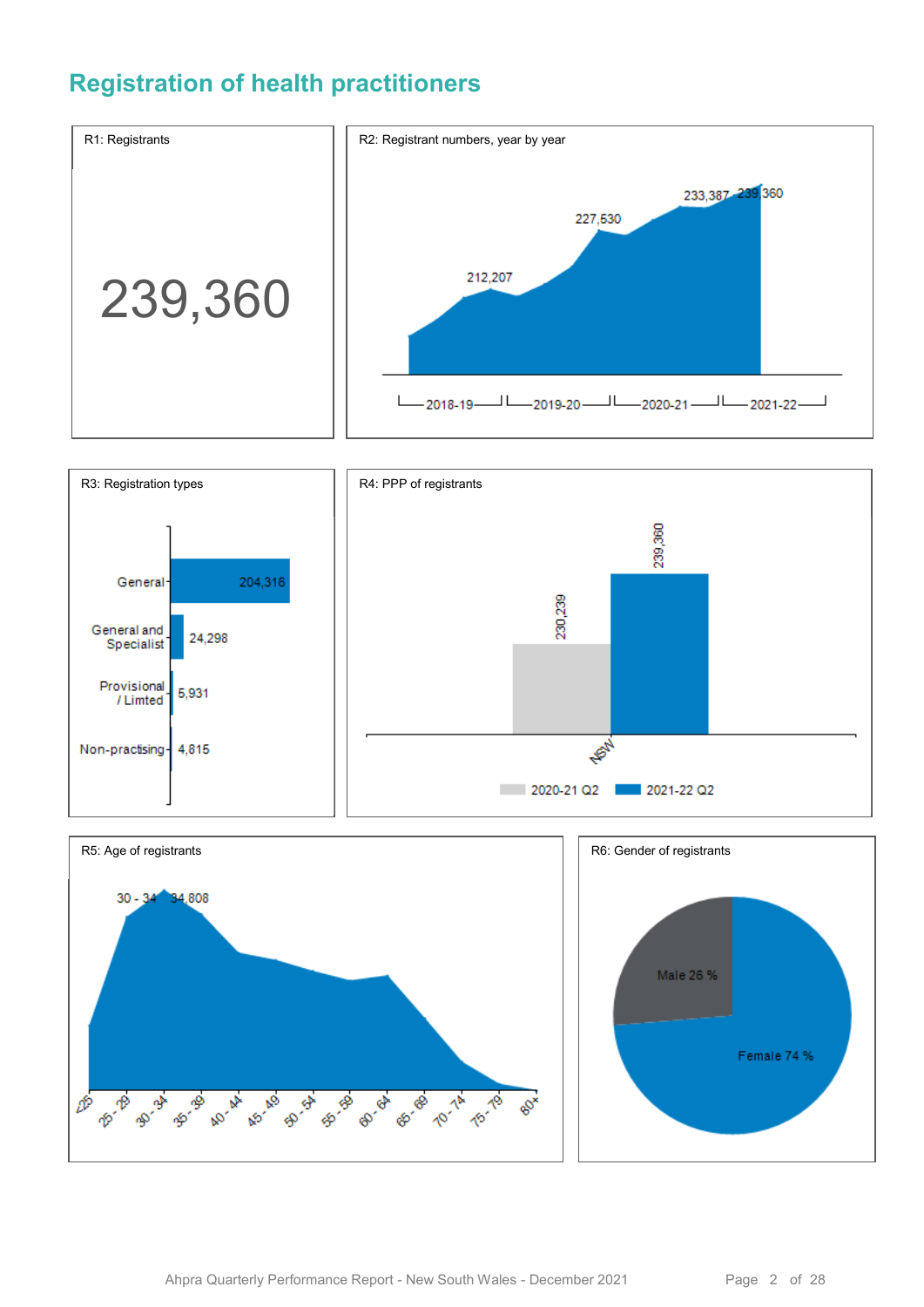# Registration of health practitioners

R1: Registrants

239,360

R2: Registrant numbers, year by year

212,207
227,530
233,387
239,360

2018-19
2019-20
2020-21
2021-22

R3: Registration types

General 204,316
General and Specialist 24,298
Provisional / Limted 5,931
Non-practising 4,815

R4: PPP of registrants

230,239
239,360

NSW

2020-21 Q2
2021-22 Q2

R5: Age of registrants

30 - 34
34,808

<25
25 - 29
30 - 34
35 - 39
40 - 44
45 - 49
50 - 54
55 - 59
60 - 64
65 - 69
70 - 74
75 - 79
80+

R6: Gender of registrants

Male 26 %
Female 74 %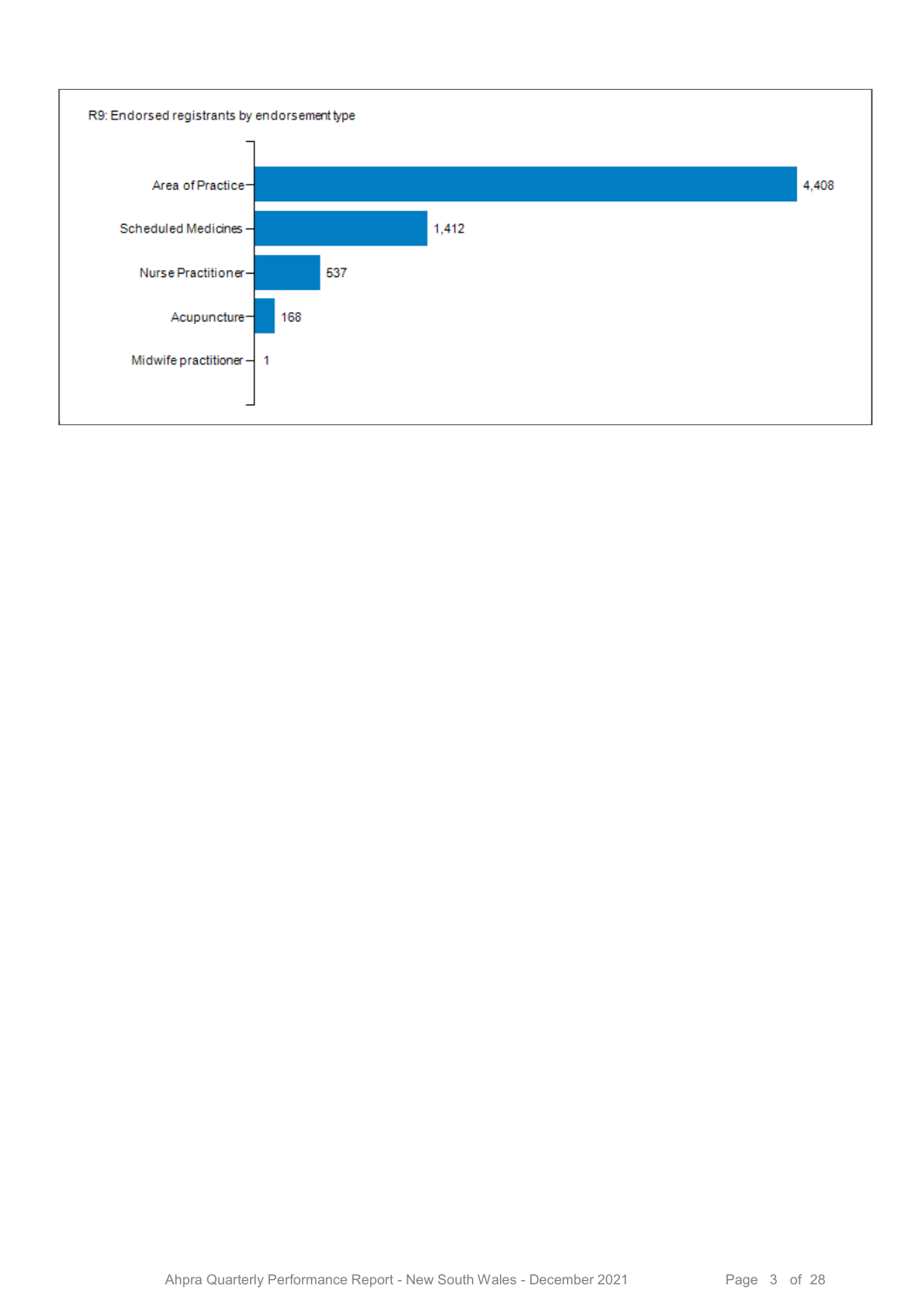R9: Endorsed registrants by endorsement type

Area of Practice 4,408

Scheduled Medicines 1,412

Nurse Practitioner 537

Acupuncture 168

Midwife practitioner 1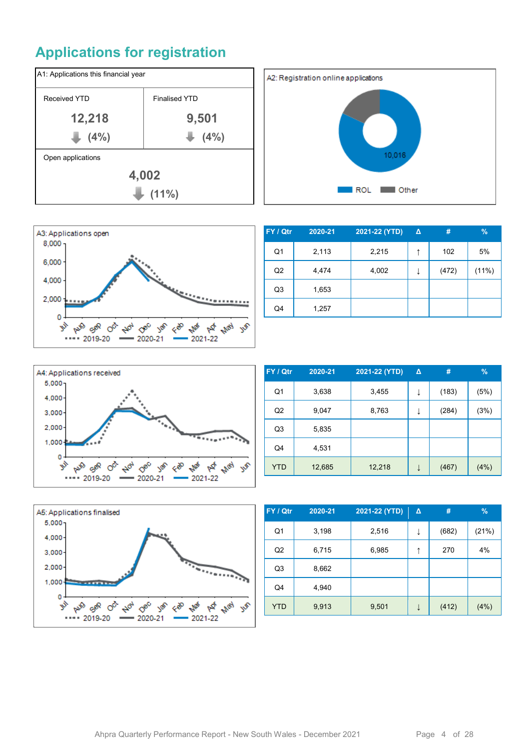## Applications for registration

A1: Applications this financial year

Received YTD

**12,218**

(4%)

Finalised YTD

**9,501**

(4%)

Open applications

**4,002**

(11%)

A2: Registration online applications

10,016

ROL
Other

A3: Applications open

8,000
6,000
4,000
2,000
0

Jul Aug Sep Oct Nov Dec Jan Feb Mar Apr May Jun

2019-20 2020-21 2021-22

| FY / Qtr | 2020-21 | 2021-22 (YTD) | Δ | # | % |
|---|---|---|---|---|---|
| Q1 | 2,113 | 2,215 | ↑ | 102 | 5% |
| Q2 | 4,474 | 4,002 | ↓ | (472) | (11%) |
| Q3 | 1,653 | | | | |
| Q4 | 1,257 | | | | |

A4: Applications received

5,000
4,000
3,000
2,000
1,000
0

Jul Aug Sep Oct Nov Dec Jan Feb Mar Apr May Jun

2019-20 2020-21 2021-22

| FY / Qtr | 2020-21 | 2021-22 (YTD) | Δ | # | % |
|---|---|---|---|---|---|
| Q1 | 3,638 | 3,455 | ↓ | (183) | (5%) |
| Q2 | 9,047 | 8,763 | ↓ | (284) | (3%) |
| Q3 | 5,835 | | | | |
| Q4 | 4,531 | | | | |
| YTD | 12,685 | 12,218 | ↓ | (467) | (4%) |

A5: Applications finalised

5,000
4,000
3,000
2,000
1,000
0

Jul Aug Sep Oct Nov Dec Jan Feb Mar Apr May Jun

2019-20 2020-21 2021-22

| FY / Qtr | 2020-21 | 2021-22 (YTD) | Δ | # | % |
|---|---|---|---|---|---|
| Q1 | 3,198 | 2,516 | ↓ | (682) | (21%) |
| Q2 | 6,715 | 6,985 | ↑ | 270 | 4% |
| Q3 | 8,662 | | | | |
| Q4 | 4,940 | | | | |
| YTD | 9,913 | 9,501 | ↓ | (412) | (4%) |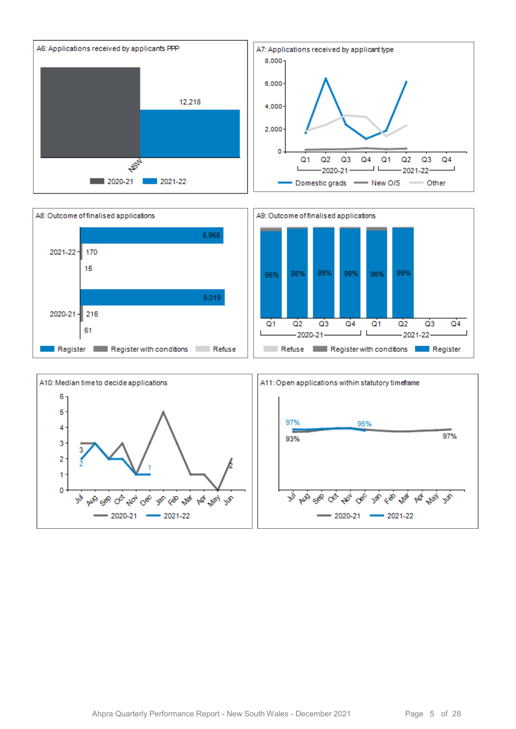A6: Applications received by applicants PPP

12,218

NSW

2020-21  2021-22

A7: Applications received by applicant type

8,000
6,000
4,000
2,000
0

Q1 Q2 Q3 Q4 Q1 Q2 Q3 Q4
2020-21 2021-22

Domestic grads  New O/S  Other

A8: Outcome of finalised applications

2021-22
8,955
170
15

2020-21
9,019
216
61

Register  Register with conditions  Refuse

A9: Outcome of finalised applications

95% 98% 99% 98% 96% 99%

Q1 Q2 Q3 Q4 Q1 Q2 Q3 Q4
2020-21 2021-22

Refuse  Register with conditions  Register

A10: Median time to decide applications

6
5
4
3
2
1
0

3
2
1
2

Jul Aug Sep Oct Nov Dec Jan Feb Mar Apr May Jun

2020-21  2021-22

A11: Open applications within statutory timeframe

97%
95%
93%
97%

Jul Aug Sep Oct Nov Dec Jan Feb Mar Apr May Jun

2020-21  2021-22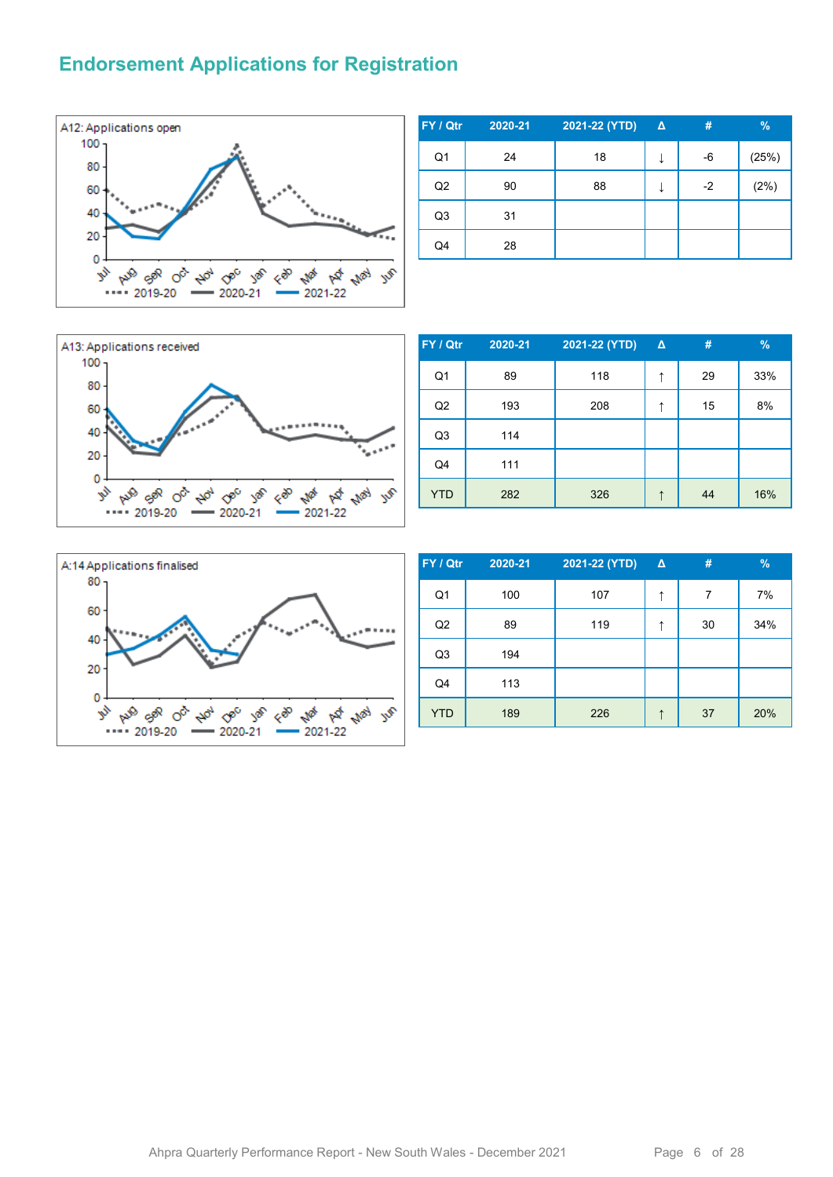# Endorsement Applications for Registration

A12: Applications open

100
80
60
40
20
0

Jul Aug Sep Oct Nov Dec Jan Feb Mar Apr May Jun

2019-20 2020-21 2021-22

| FY / Qtr | 2020-21 | 2021-22 (YTD) | Δ | # | % |
|---|---|---|---|---|---|
| Q1 | 24 | 18 | ↓ | -6 | (25%) |
| Q2 | 90 | 88 | ↓ | -2 | (2%) |
| Q3 | 31 | | | | |
| Q4 | 28 | | | | |

A13: Applications received

100
80
60
40
20
0

Jul Aug Sep Oct Nov Dec Jan Feb Mar Apr May Jun

2019-20 2020-21 2021-22

| FY / Qtr | 2020-21 | 2021-22 (YTD) | Δ | # | % |
|---|---|---|---|---|---|
| Q1 | 89 | 118 | ↑ | 29 | 33% |
| Q2 | 193 | 208 | ↑ | 15 | 8% |
| Q3 | 114 | | | | |
| Q4 | 111 | | | | |
| YTD | 282 | 326 | ↑ | 44 | 16% |

A:14 Applications finalised

80
60
40
20
0

Jul Aug Sep Oct Nov Dec Jan Feb Mar Apr May Jun

2019-20 2020-21 2021-22

| FY / Qtr | 2020-21 | 2021-22 (YTD) | Δ | # | % |
|---|---|---|---|---|---|
| Q1 | 100 | 107 | ↑ | 7 | 7% |
| Q2 | 89 | 119 | ↑ | 30 | 34% |
| Q3 | 194 | | | | |
| Q4 | 113 | | | | |
| YTD | 189 | 226 | ↑ | 37 | 20% |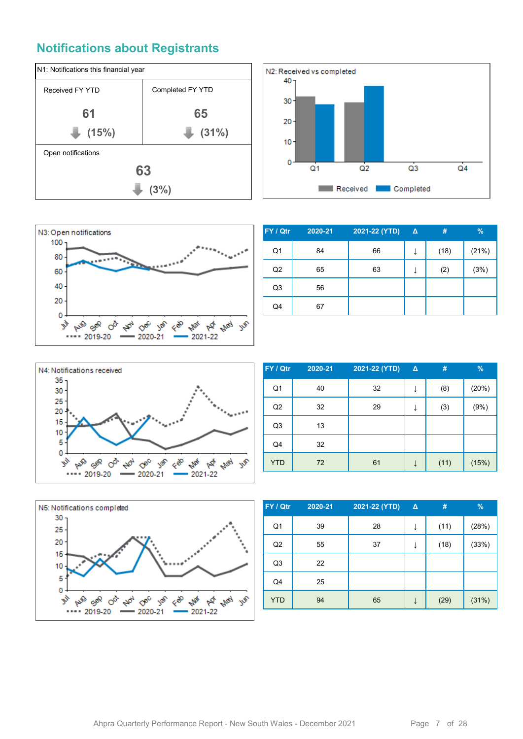## Notifications about Registrants

N1: Notifications this financial year

| Received FY YTD | Completed FY YTD |
|---|---|
| 61 | 65 |
| (15%) | (31%) |

Open notifications

63

(3%)

N2: Received vs completed

40
30
20
10
0
Q1 Q2 Q3 Q4
Received Completed

N3: Open notifications

100
80
60
40
20
0
Jul Aug Sep Oct Nov Dec Jan Feb Mar Apr May Jun
2019-20 2020-21 2021-22

| FY / Qtr | 2020-21 | 2021-22 (YTD) | Δ | # | % |
|---|---|---|---|---|---|
| Q1 | 84 | 66 | ↓ | (18) | (21%) |
| Q2 | 65 | 63 | ↓ | (2) | (3%) |
| Q3 | 56 | | | | |
| Q4 | 67 | | | | |

N4: Notifications received

35
30
25
20
15
10
5
0
Jul Aug Sep Oct Nov Dec Jan Feb Mar Apr May Jun
2019-20 2020-21 2021-22

| FY / Qtr | 2020-21 | 2021-22 (YTD) | Δ | # | % |
|---|---|---|---|---|---|
| Q1 | 40 | 32 | ↓ | (8) | (20%) |
| Q2 | 32 | 29 | ↓ | (3) | (9%) |
| Q3 | 13 | | | | |
| Q4 | 32 | | | | |
| YTD | 72 | 61 | ↓ | (11) | (15%) |

N5: Notifications completed

30
25
20
15
10
5
0
Jul Aug Sep Oct Nov Dec Jan Feb Mar Apr May Jun
2019-20 2020-21 2021-22

| FY / Qtr | 2020-21 | 2021-22 (YTD) | Δ | # | % |
|---|---|---|---|---|---|
| Q1 | 39 | 28 | ↓ | (11) | (28%) |
| Q2 | 55 | 37 | ↓ | (18) | (33%) |
| Q3 | 22 | | | | |
| Q4 | 25 | | | | |
| YTD | 94 | 65 | ↓ | (29) | (31%) |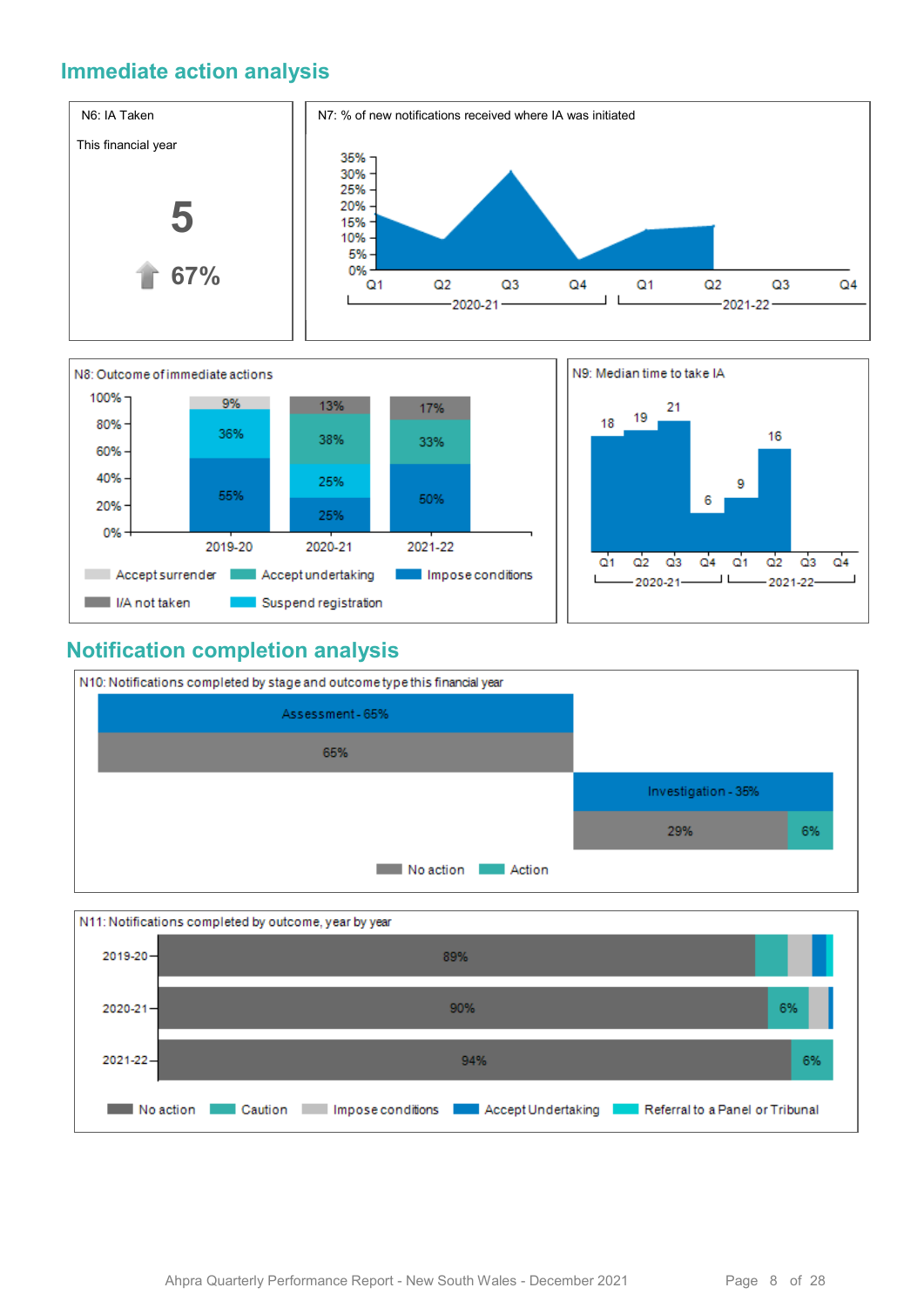## Immediate action analysis

N6: IA Taken

This financial year

5

67%

N7: % of new notifications received where IA was initiated

35%
30%
25%
20%
15%
10%
5%
0%

Q1 Q2 Q3 Q4 Q1 Q2 Q3 Q4

2020-21 2021-22

N8: Outcome of immediate actions

100%
80%
60%
40%
20%
0%

2019-20: 9%, 36%, 55%

2020-21: 13%, 38%, 25%, 25%

2021-22: 17%, 33%, 50%

Accept surrender, Accept undertaking, Impose conditions, I/A not taken, Suspend registration

N9: Median time to take IA

18 19 21 6 9 16

Q1 Q2 Q3 Q4 Q1 Q2 Q3 Q4

2020-21 2021-22

## Notification completion analysis

N10: Notifications completed by stage and outcome type this financial year

Assessment - 65%

65%

Investigation - 35%

29% 6%

No action, Action

N11: Notifications completed by outcome, year by year

2019-20: 89%

2020-21: 90%, 6%

2021-22: 94%, 6%

No action, Caution, Impose conditions, Accept Undertaking, Referral to a Panel or Tribunal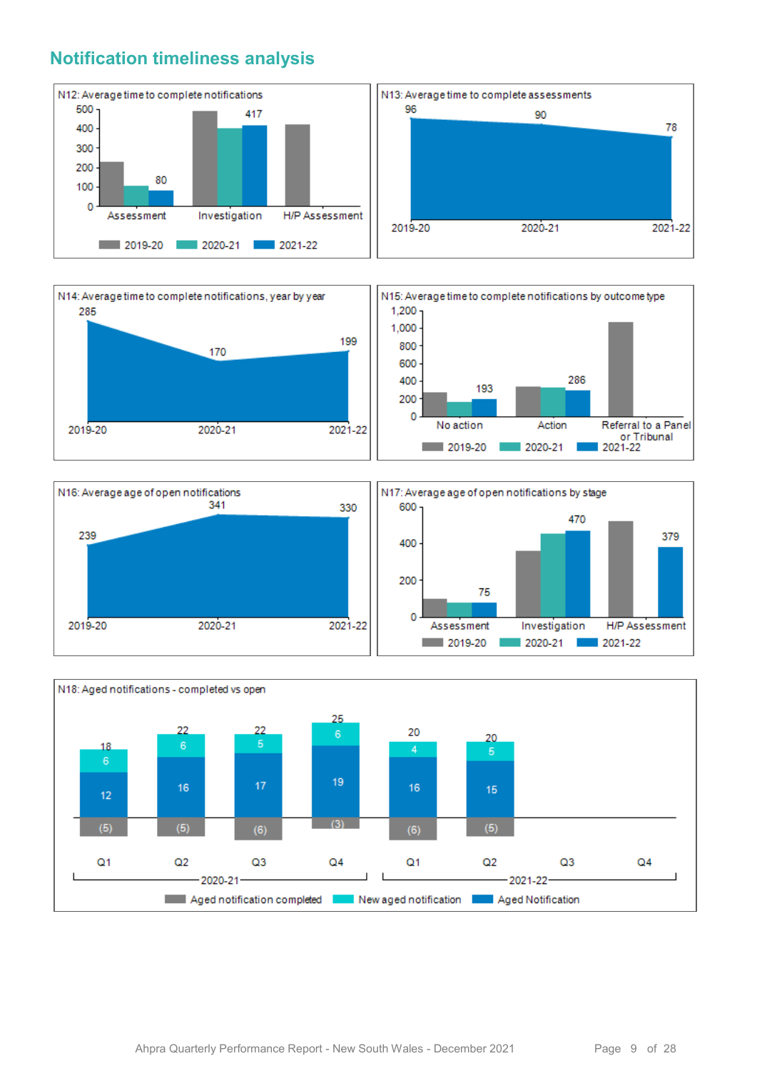## Notification timeliness analysis

N12: Average time to complete notifications

500
400
300
200
100
0

80
417

Assessment
Investigation
H/P Assessment

2019-20
2020-21
2021-22

N13: Average time to complete assessments

96
90
78

2019-20
2020-21
2021-22

N14: Average time to complete notifications, year by year

285
170
199

2019-20
2020-21
2021-22

N15: Average time to complete notifications by outcome type

1,200
1,000
800
600
400
200
0

193
286

No action
Action
Referral to a Panel or Tribunal

2019-20
2020-21
2021-22

N16: Average age of open notifications

239
341
330

2019-20
2020-21
2021-22

N17: Average age of open notifications by stage

600
400
200
0

75
470
379

Assessment
Investigation
H/P Assessment

2019-20
2020-21
2021-22

N18: Aged notifications - completed vs open

18
6
12
(5)

22
6
16
(5)

22
5
17
(6)

25
6
19
(3)

20
4
16
(6)

20
5
15
(5)

Q1
Q2
Q3
Q4
Q1
Q2
Q3
Q4

2020-21
2021-22

Aged notification completed
New aged notification
Aged Notification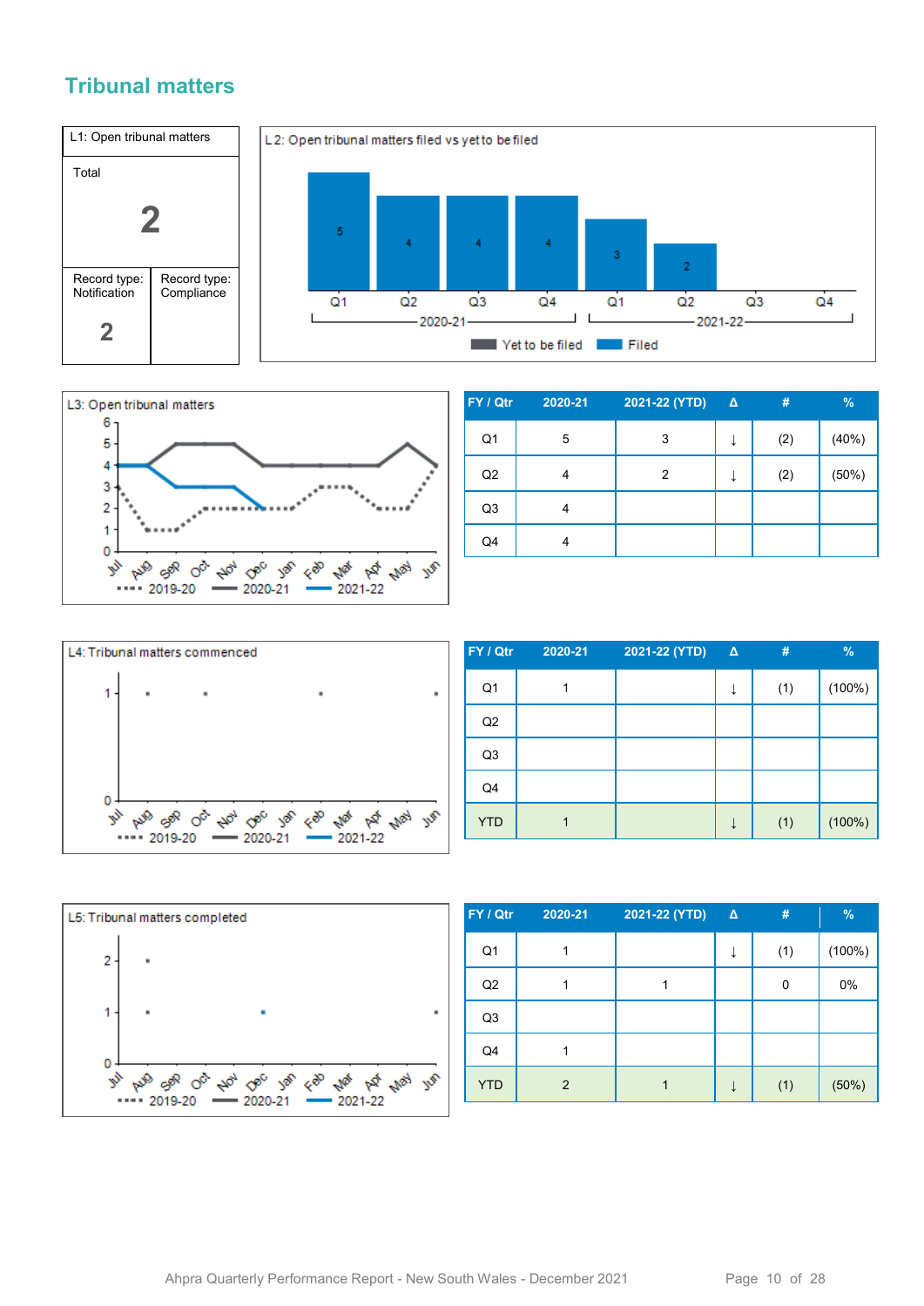## Tribunal matters

| L1: Open tribunal matters | |
|---|---|
| Total | |
| 2 | |
| Record type: Notification | Record type: Compliance |
| 2 | |

L2: Open tribunal matters filed vs yet to be filed

| FY / Qtr | Filed |
|---|---|
| 2020-21 Q1 | 5 |
| 2020-21 Q2 | 4 |
| 2020-21 Q3 | 4 |
| 2020-21 Q4 | 4 |
| 2021-22 Q1 | 3 |
| 2021-22 Q2 | 2 |
| 2021-22 Q3 | |
| 2021-22 Q4 | |

Yet to be filed / Filed

L3: Open tribunal matters

2019-20 / 2020-21 / 2021-22

| FY / Qtr | 2020-21 | 2021-22 (YTD) | Δ | # | % |
|---|---|---|---|---|---|
| Q1 | 5 | 3 | ↓ | (2) | (40%) |
| Q2 | 4 | 2 | ↓ | (2) | (50%) |
| Q3 | 4 | | | | |
| Q4 | 4 | | | | |

L4: Tribunal matters commenced

2019-20 / 2020-21 / 2021-22

| FY / Qtr | 2020-21 | 2021-22 (YTD) | Δ | # | % |
|---|---|---|---|---|---|
| Q1 | 1 | | ↓ | (1) | (100%) |
| Q2 | | | | | |
| Q3 | | | | | |
| Q4 | | | | | |
| YTD | 1 | | ↓ | (1) | (100%) |

L5: Tribunal matters completed

2019-20 / 2020-21 / 2021-22

| FY / Qtr | 2020-21 | 2021-22 (YTD) | Δ | # | % |
|---|---|---|---|---|---|
| Q1 | 1 | | ↓ | (1) | (100%) |
| Q2 | 1 | 1 | | 0 | 0% |
| Q3 | | | | | |
| Q4 | 1 | | | | |
| YTD | 2 | 1 | ↓ | (1) | (50%) |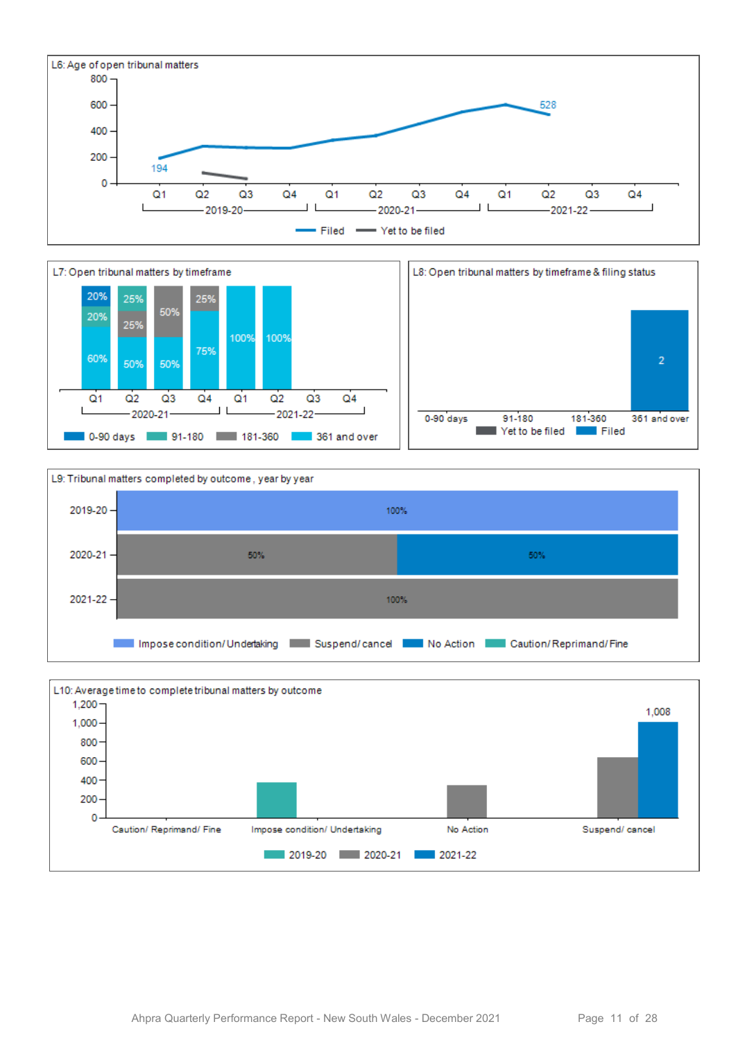L6: Age of open tribunal matters

800
600
400
200
0

194
528

Q1 Q2 Q3 Q4 Q1 Q2 Q3 Q4 Q1 Q2 Q3 Q4

2019-20 2020-21 2021-22

Filed Yet to be filed

L7: Open tribunal matters by timeframe

20% 20% 60% 25% 25% 50% 50% 50% 25% 75% 100% 100%

Q1 Q2 Q3 Q4 Q1 Q2 Q3 Q4

2020-21 2021-22

0-90 days 91-180 181-360 361 and over

L8: Open tribunal matters by timeframe & filing status

2

0-90 days 91-180 181-360 361 and over

Yet to be filed Filed

L9: Tribunal matters completed by outcome, year by year

2019-20 100%

2020-21 50% 50%

2021-22 100%

Impose condition/ Undertaking Suspend/ cancel No Action Caution/ Reprimand/ Fine

L10: Average time to complete tribunal matters by outcome

1,200
1,000
800
600
400
200
0

1,008

Caution/ Reprimand/ Fine Impose condition/ Undertaking No Action Suspend/ cancel

2019-20 2020-21 2021-22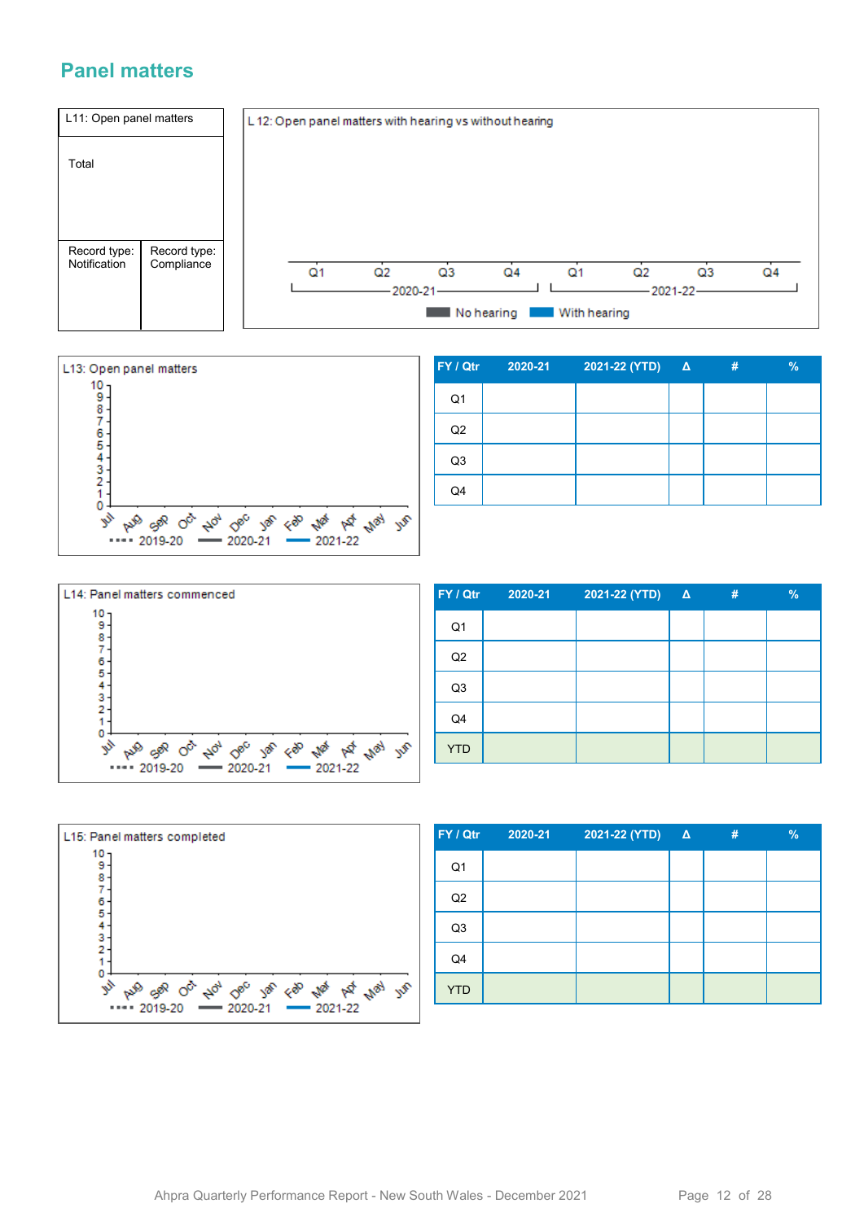## Panel matters

L11: Open panel matters

| | |
|---|---|
| Total | |
| Record type: Notification | Record type: Compliance |

L 12: Open panel matters with hearing vs without hearing

Q1 Q2 Q3 Q4 Q1 Q2 Q3 Q4

2020-21 2021-22

No hearing With hearing

L13: Open panel matters

10 9 8 7 6 5 4 3 2 1 0

Jul Aug Sep Oct Nov Dec Jan Feb Mar Apr May Jun

2019-20 2020-21 2021-22

| FY / Qtr | 2020-21 | 2021-22 (YTD) | Δ | # | % |
|---|---|---|---|---|---|
| Q1 | | | | | |
| Q2 | | | | | |
| Q3 | | | | | |
| Q4 | | | | | |

L14: Panel matters commenced

10 9 8 7 6 5 4 3 2 1 0

Jul Aug Sep Oct Nov Dec Jan Feb Mar Apr May Jun

2019-20 2020-21 2021-22

| FY / Qtr | 2020-21 | 2021-22 (YTD) | Δ | # | % |
|---|---|---|---|---|---|
| Q1 | | | | | |
| Q2 | | | | | |
| Q3 | | | | | |
| Q4 | | | | | |
| YTD | | | | | |

L15: Panel matters completed

10 9 8 7 6 5 4 3 2 1 0

Jul Aug Sep Oct Nov Dec Jan Feb Mar Apr May Jun

2019-20 2020-21 2021-22

| FY / Qtr | 2020-21 | 2021-22 (YTD) | Δ | # | % |
|---|---|---|---|---|---|
| Q1 | | | | | |
| Q2 | | | | | |
| Q3 | | | | | |
| Q4 | | | | | |
| YTD | | | | | |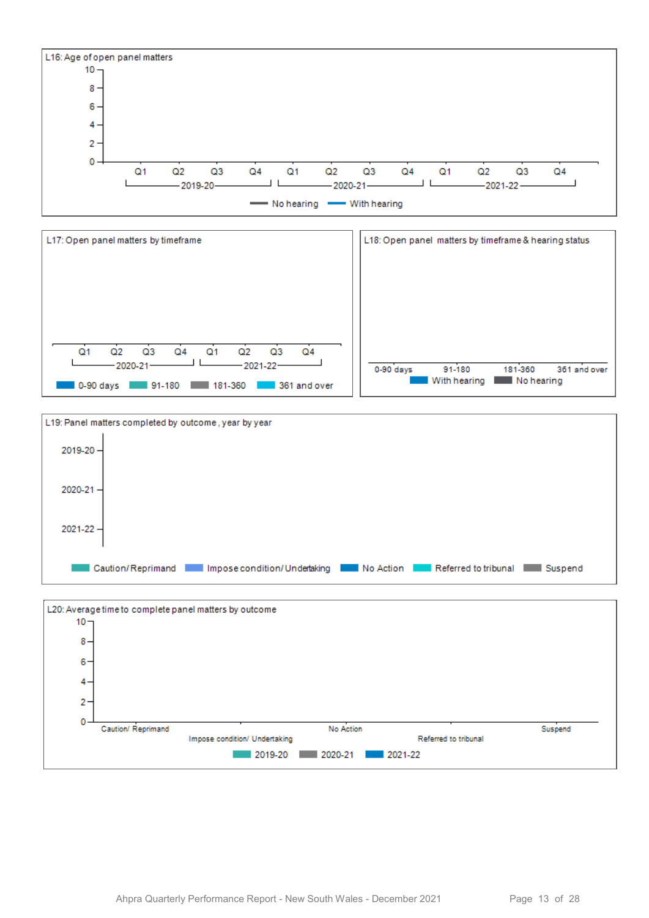L16: Age of open panel matters

10
8
6
4
2
0

Q1 Q2 Q3 Q4 Q1 Q2 Q3 Q4 Q1 Q2 Q3 Q4

2019-20 2020-21 2021-22

No hearing With hearing

L17: Open panel matters by timeframe

Q1 Q2 Q3 Q4 Q1 Q2 Q3 Q4

2020-21 2021-22

0-90 days 91-180 181-360 361 and over

L18: Open panel matters by timeframe & hearing status

0-90 days 91-180 181-360 361 and over

With hearing No hearing

L19: Panel matters completed by outcome, year by year

2019-20
2020-21
2021-22

Caution/ Reprimand Impose condition/ Undertaking No Action Referred to tribunal Suspend

L20: Average time to complete panel matters by outcome

10
8
6
4
2
0

Caution/ Reprimand Impose condition/ Undertaking No Action Referred to tribunal Suspend

2019-20 2020-21 2021-22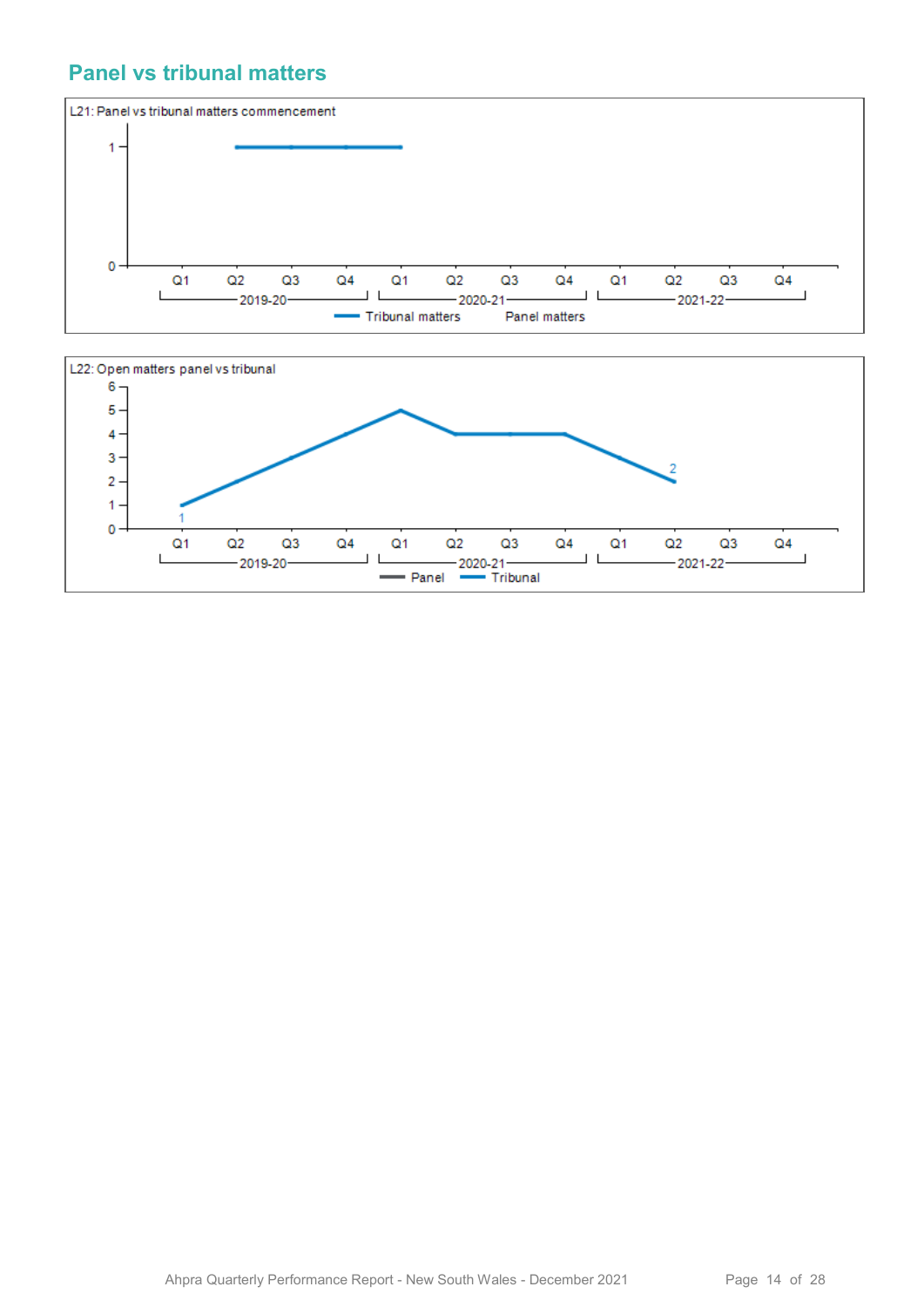## Panel vs tribunal matters

L21: Panel vs tribunal matters commencement

1
0

Q1 Q2 Q3 Q4 Q1 Q2 Q3 Q4 Q1 Q2 Q3 Q4

2019-20 2020-21 2021-22

Tribunal matters Panel matters

L22: Open matters panel vs tribunal

6
5
4
3
2
1
0

1
2

Q1 Q2 Q3 Q4 Q1 Q2 Q3 Q4 Q1 Q2 Q3 Q4

2019-20 2020-21 2021-22

Panel Tribunal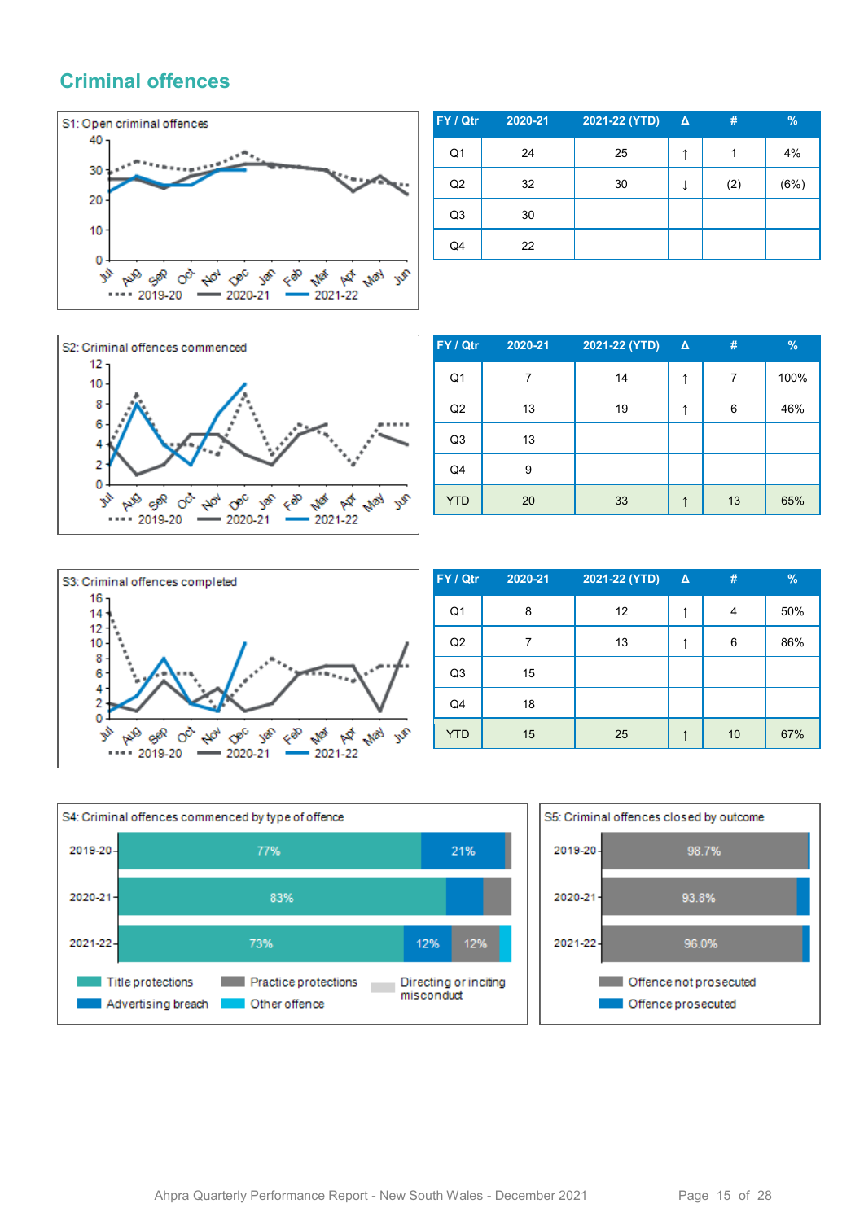## Criminal offences

S1: Open criminal offences

40
30
20
10
0

Jul Aug Sep Oct Nov Dec Jan Feb Mar Apr May Jun

2019-20 2020-21 2021-22

| FY / Qtr | 2020-21 | 2021-22 (YTD) | Δ | # | % |
|---|---|---|---|---|---|
| Q1 | 24 | 25 | ↑ | 1 | 4% |
| Q2 | 32 | 30 | ↓ | (2) | (6%) |
| Q3 | 30 | | | | |
| Q4 | 22 | | | | |

S2: Criminal offences commenced

12
10
8
6
4
2
0

Jul Aug Sep Oct Nov Dec Jan Feb Mar Apr May Jun

2019-20 2020-21 2021-22

| FY / Qtr | 2020-21 | 2021-22 (YTD) | Δ | # | % |
|---|---|---|---|---|---|
| Q1 | 7 | 14 | ↑ | 7 | 100% |
| Q2 | 13 | 19 | ↑ | 6 | 46% |
| Q3 | 13 | | | | |
| Q4 | 9 | | | | |
| YTD | 20 | 33 | ↑ | 13 | 65% |

S3: Criminal offences completed

16
14
12
10
8
6
4
2
0

Jul Aug Sep Oct Nov Dec Jan Feb Mar Apr May Jun

2019-20 2020-21 2021-22

| FY / Qtr | 2020-21 | 2021-22 (YTD) | Δ | # | % |
|---|---|---|---|---|---|
| Q1 | 8 | 12 | ↑ | 4 | 50% |
| Q2 | 7 | 13 | ↑ | 6 | 86% |
| Q3 | 15 | | | | |
| Q4 | 18 | | | | |
| YTD | 15 | 25 | ↑ | 10 | 67% |

S4: Criminal offences commenced by type of offence

2019-20: 77% 21%
2020-21: 83%
2021-22: 73% 12% 12%

Title protections, Practice protections, Directing or inciting misconduct, Advertising breach, Other offence

S5: Criminal offences closed by outcome

2019-20: 98.7%
2020-21: 93.8%
2021-22: 96.0%

Offence not prosecuted, Offence prosecuted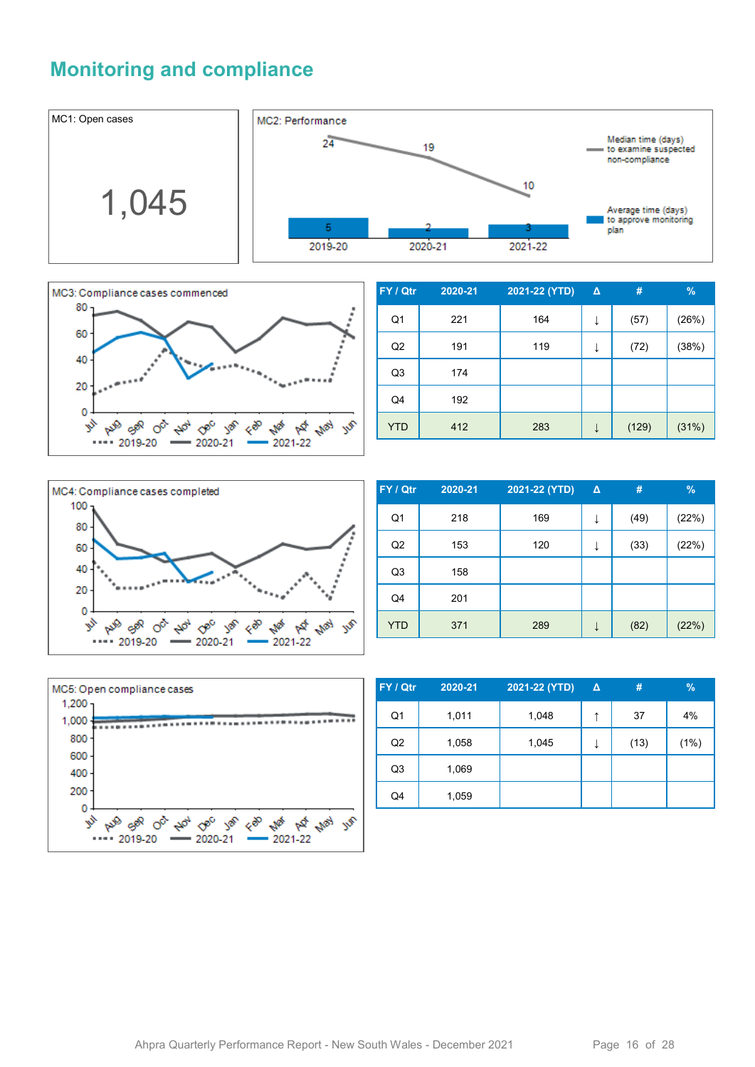## Monitoring and compliance

MC1: Open cases

1,045

MC2: Performance

24
19
10
5
2
3
2019-20
2020-21
2021-22

Median time (days) to examine suspected non-compliance

Average time (days) to approve monitoring plan

MC3: Compliance cases commenced

80
60
40
20
0
Jul Aug Sep Oct Nov Dec Jan Feb Mar Apr May Jun
2019-20 2020-21 2021-22

| FY / Qtr | 2020-21 | 2021-22 (YTD) | Δ | # | % |
|---|---|---|---|---|---|
| Q1 | 221 | 164 | ↓ | (57) | (26%) |
| Q2 | 191 | 119 | ↓ | (72) | (38%) |
| Q3 | 174 | | | | |
| Q4 | 192 | | | | |
| YTD | 412 | 283 | ↓ | (129) | (31%) |

MC4: Compliance cases completed

100
80
60
40
20
0
Jul Aug Sep Oct Nov Dec Jan Feb Mar Apr May Jun
2019-20 2020-21 2021-22

| FY / Qtr | 2020-21 | 2021-22 (YTD) | Δ | # | % |
|---|---|---|---|---|---|
| Q1 | 218 | 169 | ↓ | (49) | (22%) |
| Q2 | 153 | 120 | ↓ | (33) | (22%) |
| Q3 | 158 | | | | |
| Q4 | 201 | | | | |
| YTD | 371 | 289 | ↓ | (82) | (22%) |

MC5: Open compliance cases

1,200
1,000
800
600
400
200
0
Jul Aug Sep Oct Nov Dec Jan Feb Mar Apr May Jun
2019-20 2020-21 2021-22

| FY / Qtr | 2020-21 | 2021-22 (YTD) | Δ | # | % |
|---|---|---|---|---|---|
| Q1 | 1,011 | 1,048 | ↑ | 37 | 4% |
| Q2 | 1,058 | 1,045 | ↓ | (13) | (1%) |
| Q3 | 1,069 | | | | |
| Q4 | 1,059 | | | | |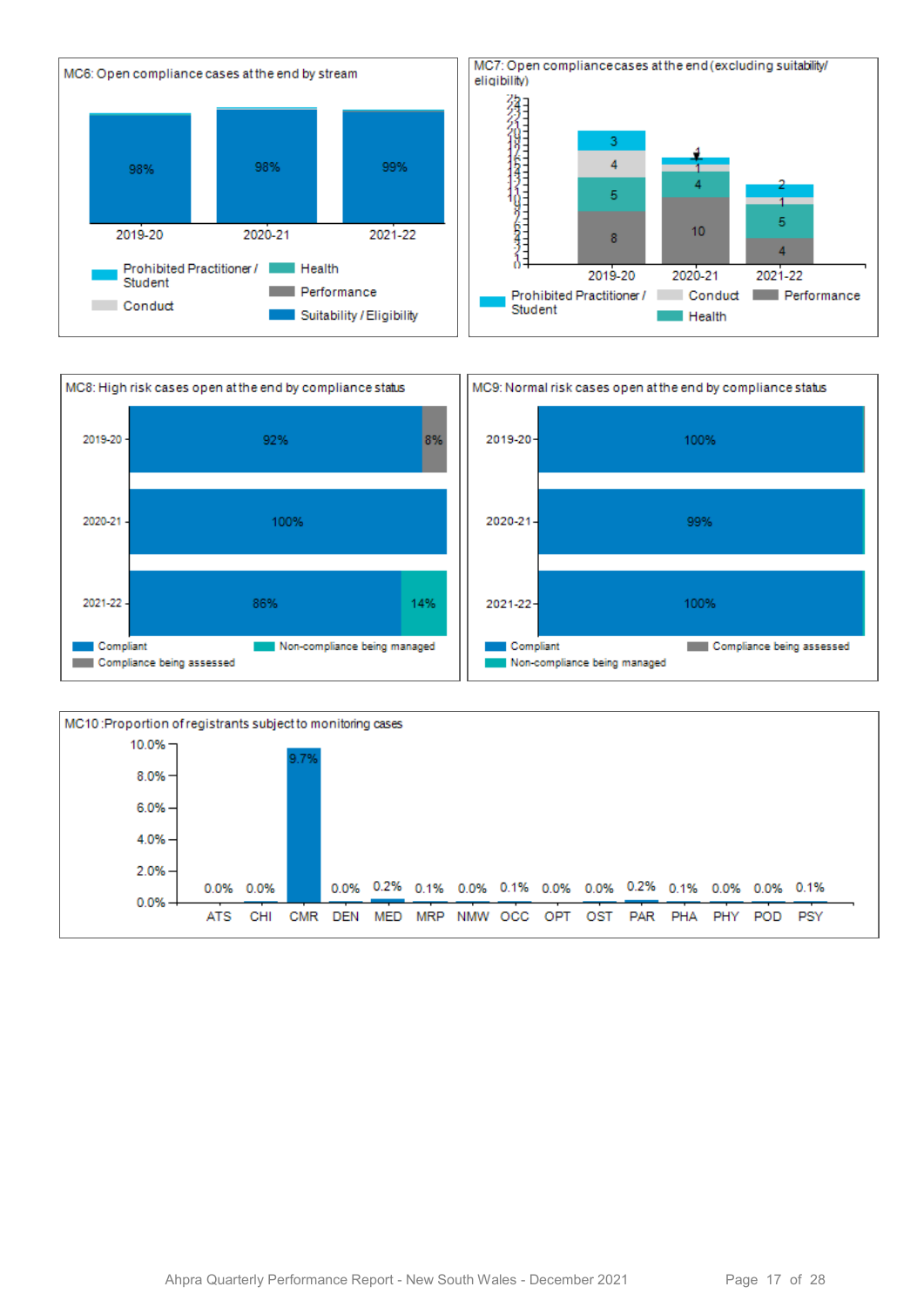MC6: Open compliance cases at the end by stream

98%
98%
99%

2019-20
2020-21
2021-22

Prohibited Practitioner / Student
Health
Conduct
Performance
Suitability / Eligibility

MC7: Open compliance cases at the end (excluding suitability/ eligibility)

3
4
5
8

1
1
4
10

2
1
5
4

2019-20
2020-21
2021-22

Prohibited Practitioner / Student
Conduct
Performance
Health

MC8: High risk cases open at the end by compliance status

2019-20
92%
8%

2020-21
100%

2021-22
86%
14%

Compliant
Non-compliance being managed
Compliance being assessed

MC9: Normal risk cases open at the end by compliance status

2019-20
100%

2020-21
99%

2021-22
100%

Compliant
Compliance being assessed
Non-compliance being managed

MC10 :Proportion of registrants subject to monitoring cases

10.0%
8.0%
6.0%
4.0%
2.0%
0.0%

ATS 0.0%
CHI 0.0%
CMR 9.7%
DEN 0.0%
MED 0.2%
MRP 0.1%
NMW 0.0%
OCC 0.1%
OPT 0.0%
OST 0.0%
PAR 0.2%
PHA 0.1%
PHY 0.0%
POD 0.0%
PSY 0.1%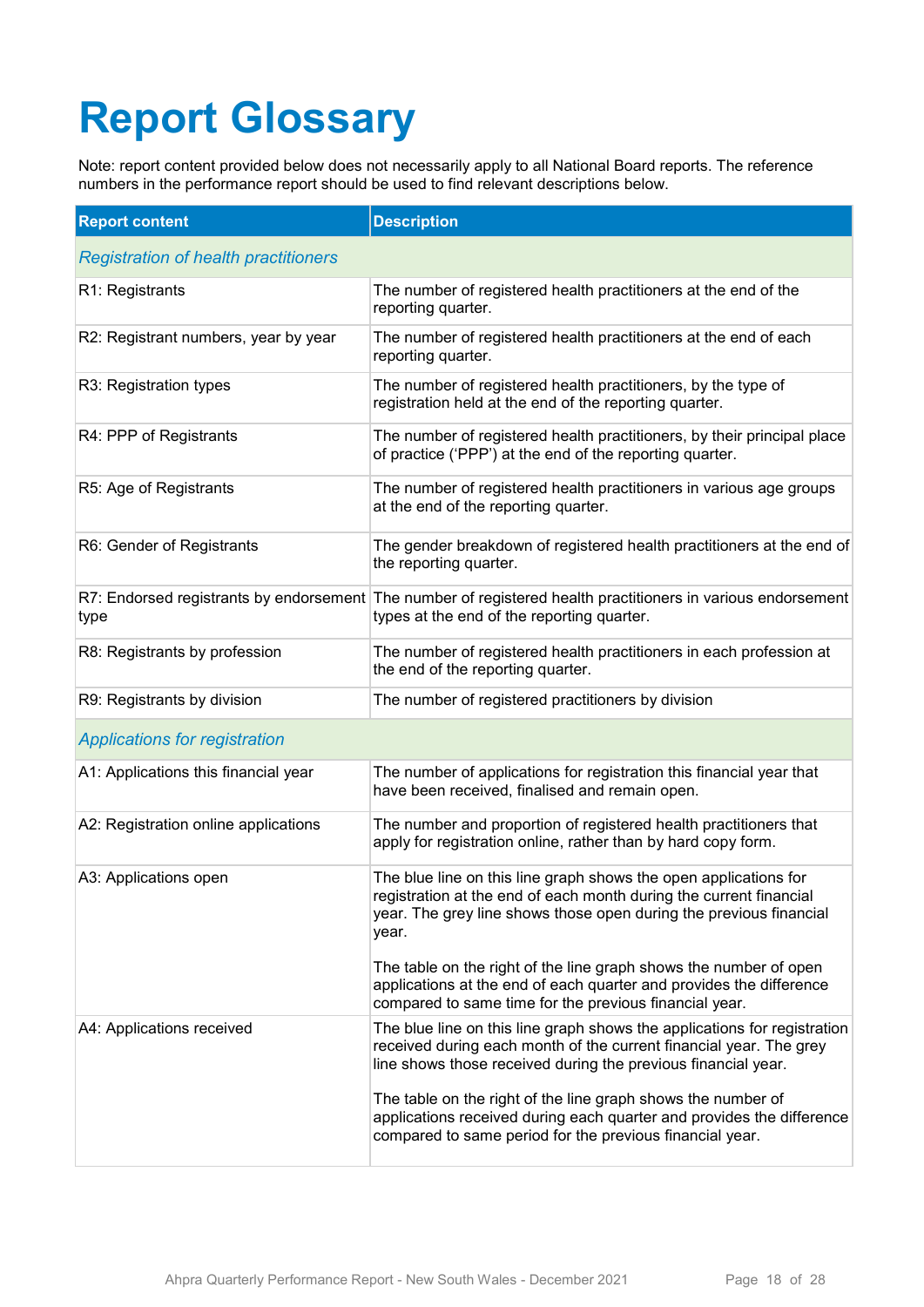# Report Glossary

Note: report content provided below does not necessarily apply to all National Board reports. The reference numbers in the performance report should be used to find relevant descriptions below.

| Report content | Description |
|---|---|
| *Registration of health practitioners* | |
| R1: Registrants | The number of registered health practitioners at the end of the reporting quarter. |
| R2: Registrant numbers, year by year | The number of registered health practitioners at the end of each reporting quarter. |
| R3: Registration types | The number of registered health practitioners, by the type of registration held at the end of the reporting quarter. |
| R4: PPP of Registrants | The number of registered health practitioners, by their principal place of practice ('PPP') at the end of the reporting quarter. |
| R5: Age of Registrants | The number of registered health practitioners in various age groups at the end of the reporting quarter. |
| R6: Gender of Registrants | The gender breakdown of registered health practitioners at the end of the reporting quarter. |
| R7: Endorsed registrants by endorsement type | The number of registered health practitioners in various endorsement types at the end of the reporting quarter. |
| R8: Registrants by profession | The number of registered health practitioners in each profession at the end of the reporting quarter. |
| R9: Registrants by division | The number of registered practitioners by division |
| *Applications for registration* | |
| A1: Applications this financial year | The number of applications for registration this financial year that have been received, finalised and remain open. |
| A2: Registration online applications | The number and proportion of registered health practitioners that apply for registration online, rather than by hard copy form. |
| A3: Applications open | The blue line on this line graph shows the open applications for registration at the end of each month during the current financial year. The grey line shows those open during the previous financial year.<br><br>The table on the right of the line graph shows the number of open applications at the end of each quarter and provides the difference compared to same time for the previous financial year. |
| A4: Applications received | The blue line on this line graph shows the applications for registration received during each month of the current financial year. The grey line shows those received during the previous financial year.<br><br>The table on the right of the line graph shows the number of applications received during each quarter and provides the difference compared to same period for the previous financial year. |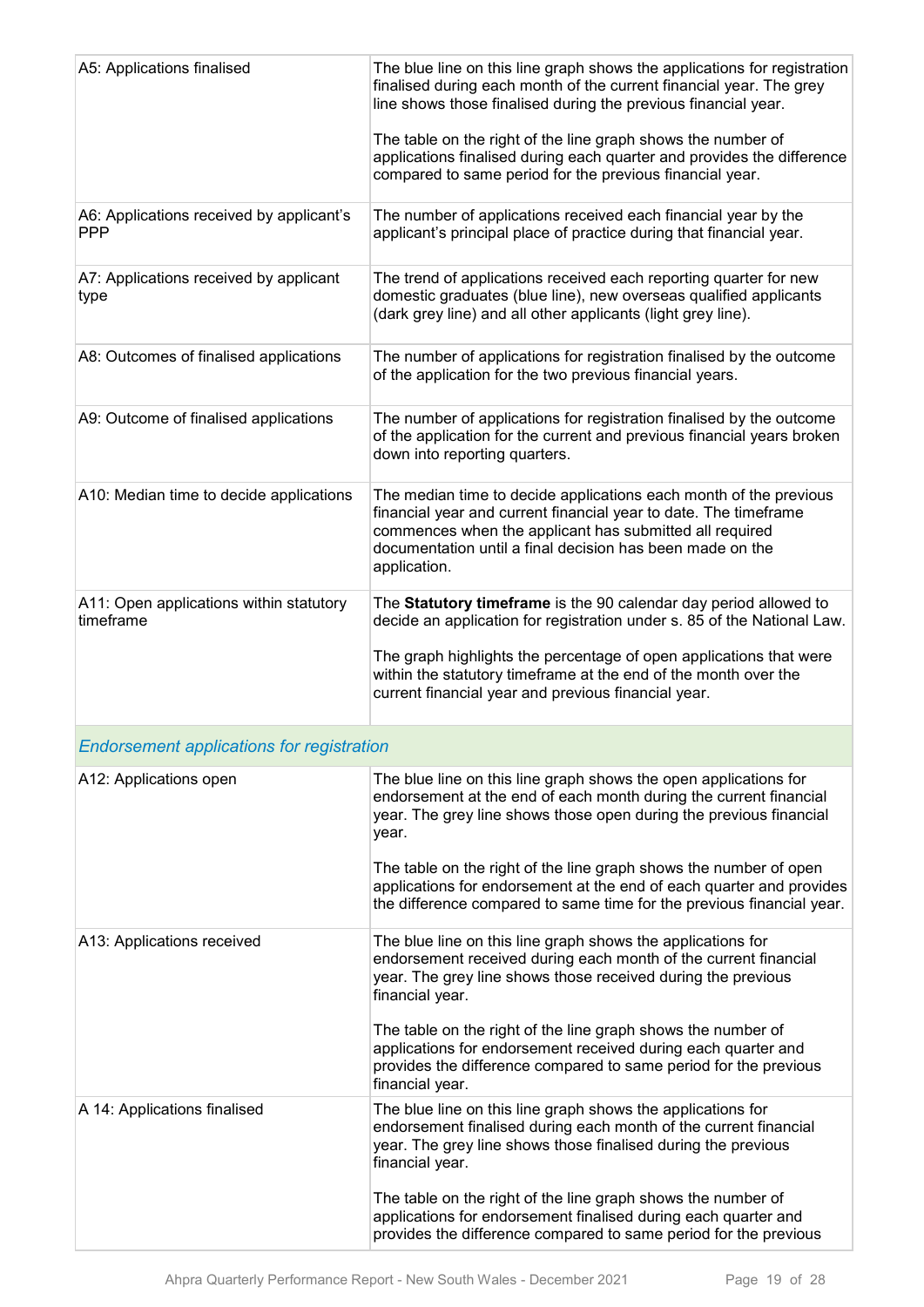| | |
|---|---|
| A5: Applications finalised | The blue line on this line graph shows the applications for registration finalised during each month of the current financial year. The grey line shows those finalised during the previous financial year.<br><br>The table on the right of the line graph shows the number of applications finalised during each quarter and provides the difference compared to same period for the previous financial year. |
| A6: Applications received by applicant's PPP | The number of applications received each financial year by the applicant's principal place of practice during that financial year. |
| A7: Applications received by applicant type | The trend of applications received each reporting quarter for new domestic graduates (blue line), new overseas qualified applicants (dark grey line) and all other applicants (light grey line). |
| A8: Outcomes of finalised applications | The number of applications for registration finalised by the outcome of the application for the two previous financial years. |
| A9: Outcome of finalised applications | The number of applications for registration finalised by the outcome of the application for the current and previous financial years broken down into reporting quarters. |
| A10: Median time to decide applications | The median time to decide applications each month of the previous financial year and current financial year to date. The timeframe commences when the applicant has submitted all required documentation until a final decision has been made on the application. |
| A11: Open applications within statutory timeframe | The **Statutory timeframe** is the 90 calendar day period allowed to decide an application for registration under s. 85 of the National Law.<br><br>The graph highlights the percentage of open applications that were within the statutory timeframe at the end of the month over the current financial year and previous financial year. |
| *Endorsement applications for registration* | |
| A12: Applications open | The blue line on this line graph shows the open applications for endorsement at the end of each month during the current financial year. The grey line shows those open during the previous financial year.<br><br>The table on the right of the line graph shows the number of open applications for endorsement at the end of each quarter and provides the difference compared to same time for the previous financial year. |
| A13: Applications received | The blue line on this line graph shows the applications for endorsement received during each month of the current financial year. The grey line shows those received during the previous financial year.<br><br>The table on the right of the line graph shows the number of applications for endorsement received during each quarter and provides the difference compared to same period for the previous financial year. |
| A 14: Applications finalised | The blue line on this line graph shows the applications for endorsement finalised during each month of the current financial year. The grey line shows those finalised during the previous financial year.<br><br>The table on the right of the line graph shows the number of applications for endorsement finalised during each quarter and provides the difference compared to same period for the previous |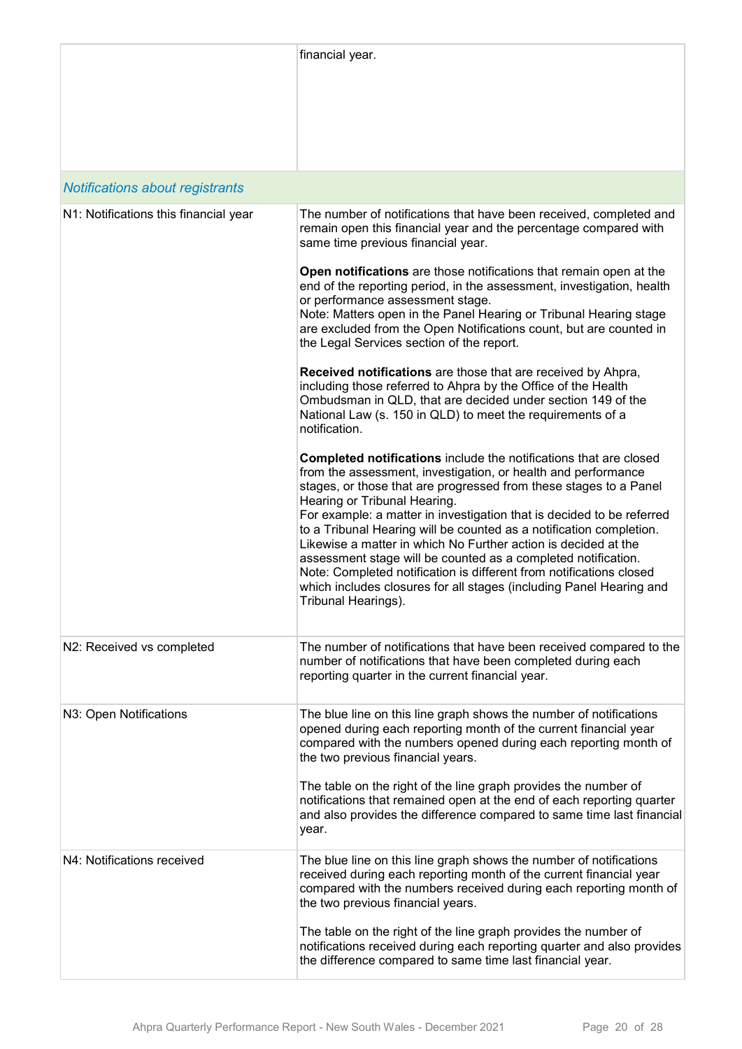| | |
|---|---|
| | financial year. |
| *Notifications about registrants* | |
| N1: Notifications this financial year | The number of notifications that have been received, completed and remain open this financial year and the percentage compared with same time previous financial year.<br><br>**Open notifications** are those notifications that remain open at the end of the reporting period, in the assessment, investigation, health or performance assessment stage.<br>Note: Matters open in the Panel Hearing or Tribunal Hearing stage are excluded from the Open Notifications count, but are counted in the Legal Services section of the report.<br><br>**Received notifications** are those that are received by Ahpra, including those referred to Ahpra by the Office of the Health Ombudsman in QLD, that are decided under section 149 of the National Law (s. 150 in QLD) to meet the requirements of a notification.<br><br>**Completed notifications** include the notifications that are closed from the assessment, investigation, or health and performance stages, or those that are progressed from these stages to a Panel Hearing or Tribunal Hearing.<br>For example: a matter in investigation that is decided to be referred to a Tribunal Hearing will be counted as a notification completion. Likewise a matter in which No Further action is decided at the assessment stage will be counted as a completed notification.<br>Note: Completed notification is different from notifications closed which includes closures for all stages (including Panel Hearing and Tribunal Hearings). |
| N2: Received vs completed | The number of notifications that have been received compared to the number of notifications that have been completed during each reporting quarter in the current financial year. |
| N3: Open Notifications | The blue line on this line graph shows the number of notifications opened during each reporting month of the current financial year compared with the numbers opened during each reporting month of the two previous financial years.<br><br>The table on the right of the line graph provides the number of notifications that remained open at the end of each reporting quarter and also provides the difference compared to same time last financial year. |
| N4: Notifications received | The blue line on this line graph shows the number of notifications received during each reporting month of the current financial year compared with the numbers received during each reporting month of the two previous financial years.<br><br>The table on the right of the line graph provides the number of notifications received during each reporting quarter and also provides the difference compared to same time last financial year. |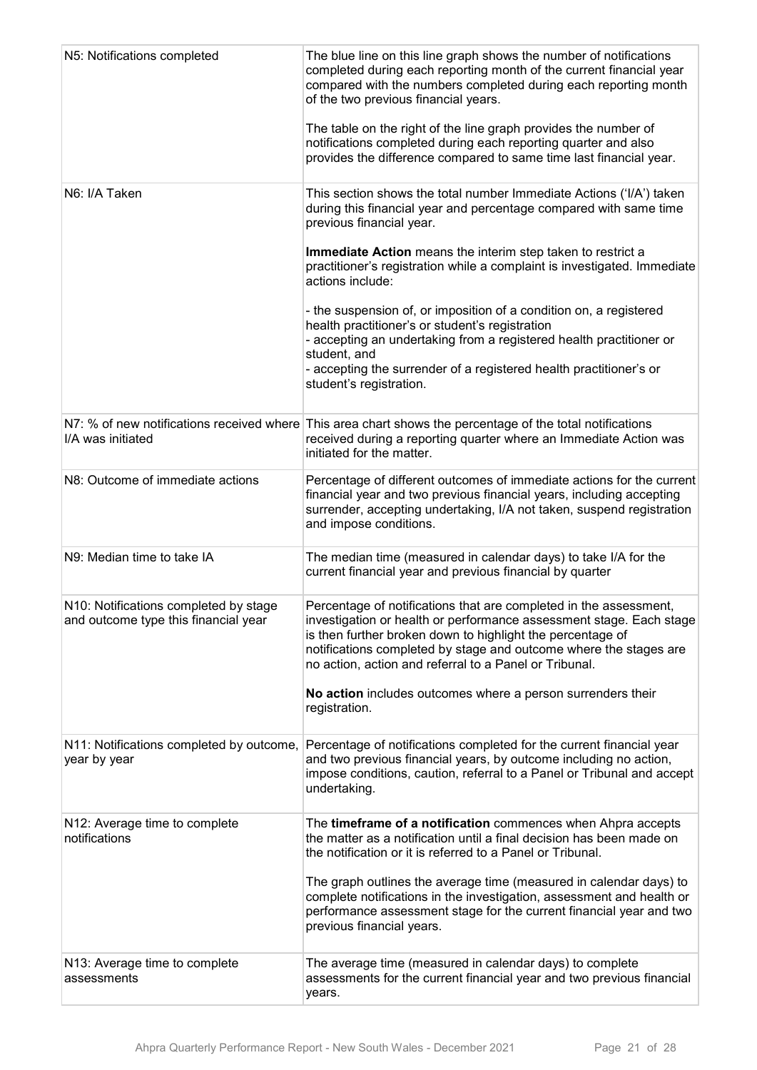| | |
|---|---|
| N5: Notifications completed | The blue line on this line graph shows the number of notifications completed during each reporting month of the current financial year compared with the numbers completed during each reporting month of the two previous financial years.<br><br>The table on the right of the line graph provides the number of notifications completed during each reporting quarter and also provides the difference compared to same time last financial year. |
| N6: I/A Taken | This section shows the total number Immediate Actions ('I/A') taken during this financial year and percentage compared with same time previous financial year.<br><br>**Immediate Action** means the interim step taken to restrict a practitioner's registration while a complaint is investigated. Immediate actions include:<br><br>- the suspension of, or imposition of a condition on, a registered health practitioner's or student's registration<br>- accepting an undertaking from a registered health practitioner or student, and<br>- accepting the surrender of a registered health practitioner's or student's registration. |
| N7: % of new notifications received where I/A was initiated | This area chart shows the percentage of the total notifications received during a reporting quarter where an Immediate Action was initiated for the matter. |
| N8: Outcome of immediate actions | Percentage of different outcomes of immediate actions for the current financial year and two previous financial years, including accepting surrender, accepting undertaking, I/A not taken, suspend registration and impose conditions. |
| N9: Median time to take IA | The median time (measured in calendar days) to take I/A for the current financial year and previous financial by quarter |
| N10: Notifications completed by stage and outcome type this financial year | Percentage of notifications that are completed in the assessment, investigation or health or performance assessment stage. Each stage is then further broken down to highlight the percentage of notifications completed by stage and outcome where the stages are no action, action and referral to a Panel or Tribunal.<br><br>**No action** includes outcomes where a person surrenders their registration. |
| N11: Notifications completed by outcome, year by year | Percentage of notifications completed for the current financial year and two previous financial years, by outcome including no action, impose conditions, caution, referral to a Panel or Tribunal and accept undertaking. |
| N12: Average time to complete notifications | The **timeframe of a notification** commences when Ahpra accepts the matter as a notification until a final decision has been made on the notification or it is referred to a Panel or Tribunal.<br><br>The graph outlines the average time (measured in calendar days) to complete notifications in the investigation, assessment and health or performance assessment stage for the current financial year and two previous financial years. |
| N13: Average time to complete assessments | The average time (measured in calendar days) to complete assessments for the current financial year and two previous financial years. |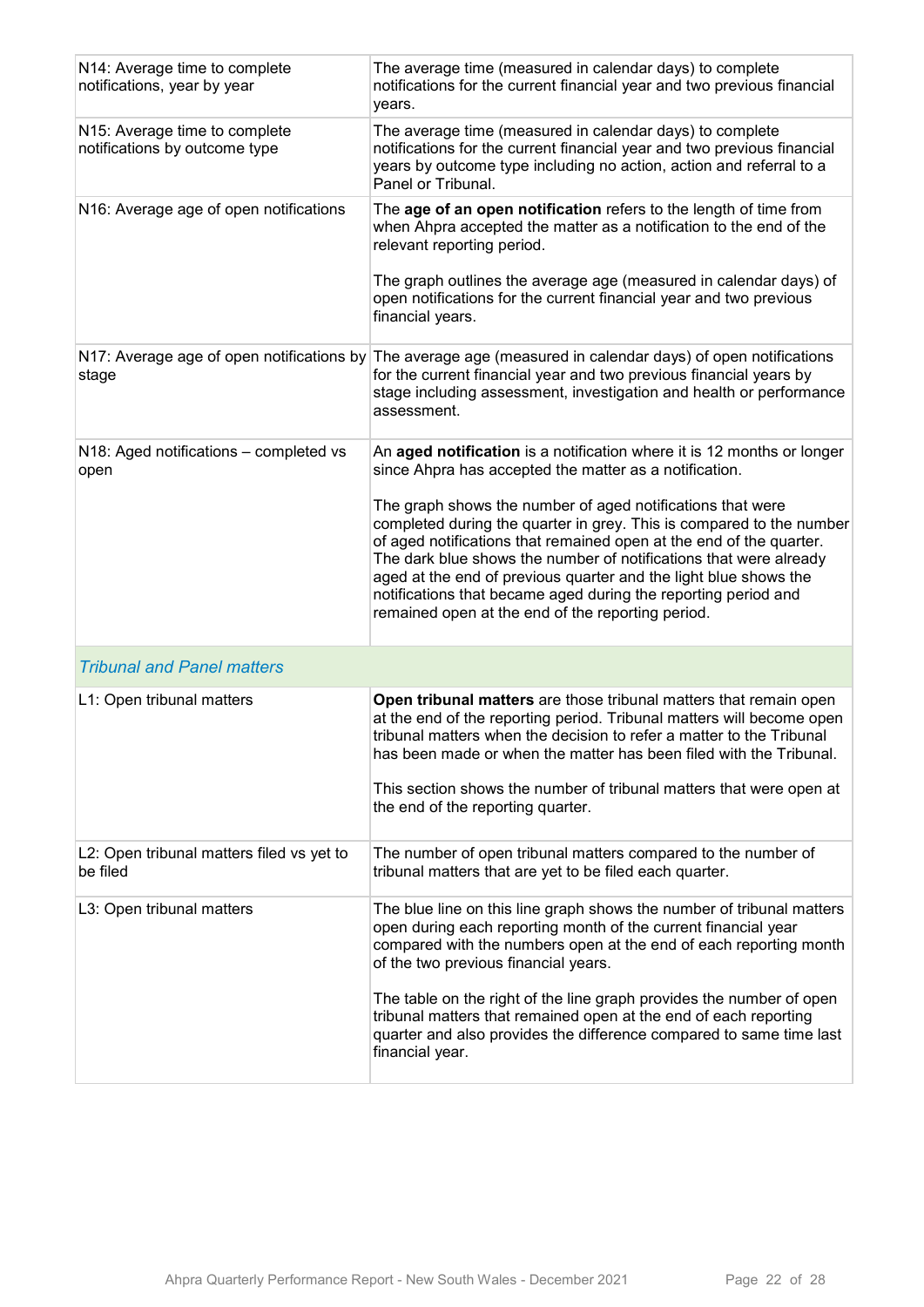| | |
|---|---|
| N14: Average time to complete notifications, year by year | The average time (measured in calendar days) to complete notifications for the current financial year and two previous financial years. |
| N15: Average time to complete notifications by outcome type | The average time (measured in calendar days) to complete notifications for the current financial year and two previous financial years by outcome type including no action, action and referral to a Panel or Tribunal. |
| N16: Average age of open notifications | The **age of an open notification** refers to the length of time from when Ahpra accepted the matter as a notification to the end of the relevant reporting period.<br><br>The graph outlines the average age (measured in calendar days) of open notifications for the current financial year and two previous financial years. |
| N17: Average age of open notifications by stage | The average age (measured in calendar days) of open notifications for the current financial year and two previous financial years by stage including assessment, investigation and health or performance assessment. |
| N18: Aged notifications – completed vs open | An **aged notification** is a notification where it is 12 months or longer since Ahpra has accepted the matter as a notification.<br><br>The graph shows the number of aged notifications that were completed during the quarter in grey. This is compared to the number of aged notifications that remained open at the end of the quarter. The dark blue shows the number of notifications that were already aged at the end of previous quarter and the light blue shows the notifications that became aged during the reporting period and remained open at the end of the reporting period. |
| *Tribunal and Panel matters* | |
| L1: Open tribunal matters | **Open tribunal matters** are those tribunal matters that remain open at the end of the reporting period. Tribunal matters will become open tribunal matters when the decision to refer a matter to the Tribunal has been made or when the matter has been filed with the Tribunal.<br><br>This section shows the number of tribunal matters that were open at the end of the reporting quarter. |
| L2: Open tribunal matters filed vs yet to be filed | The number of open tribunal matters compared to the number of tribunal matters that are yet to be filed each quarter. |
| L3: Open tribunal matters | The blue line on this line graph shows the number of tribunal matters open during each reporting month of the current financial year compared with the numbers open at the end of each reporting month of the two previous financial years.<br><br>The table on the right of the line graph provides the number of open tribunal matters that remained open at the end of each reporting quarter and also provides the difference compared to same time last financial year. |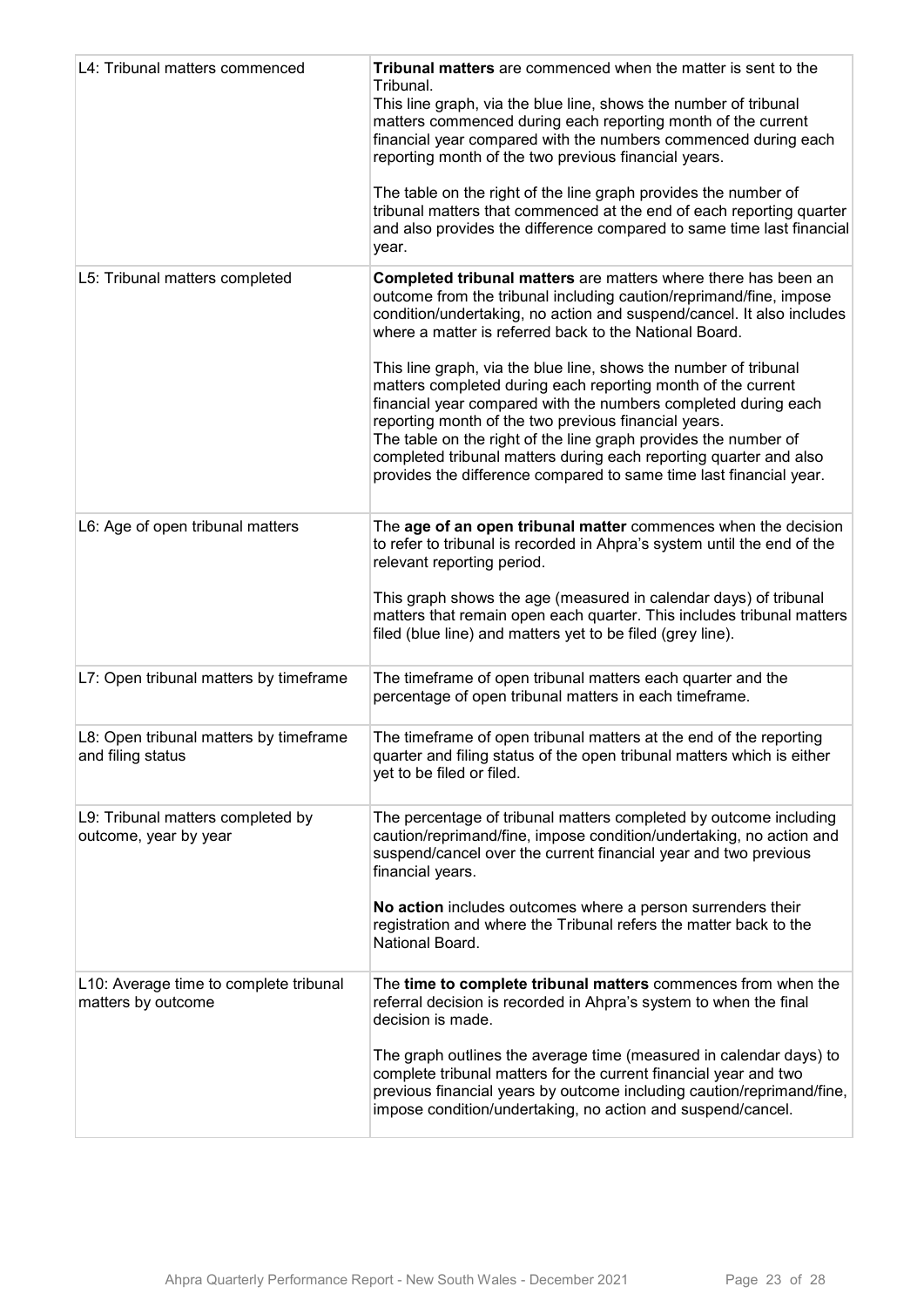| | |
|---|---|
| L4: Tribunal matters commenced | **Tribunal matters** are commenced when the matter is sent to the Tribunal.<br>This line graph, via the blue line, shows the number of tribunal matters commenced during each reporting month of the current financial year compared with the numbers commenced during each reporting month of the two previous financial years.<br><br>The table on the right of the line graph provides the number of tribunal matters that commenced at the end of each reporting quarter and also provides the difference compared to same time last financial year. |
| L5: Tribunal matters completed | **Completed tribunal matters** are matters where there has been an outcome from the tribunal including caution/reprimand/fine, impose condition/undertaking, no action and suspend/cancel. It also includes where a matter is referred back to the National Board.<br><br>This line graph, via the blue line, shows the number of tribunal matters completed during each reporting month of the current financial year compared with the numbers completed during each reporting month of the two previous financial years.<br>The table on the right of the line graph provides the number of completed tribunal matters during each reporting quarter and also provides the difference compared to same time last financial year. |
| L6: Age of open tribunal matters | The **age of an open tribunal matter** commences when the decision to refer to tribunal is recorded in Ahpra's system until the end of the relevant reporting period.<br><br>This graph shows the age (measured in calendar days) of tribunal matters that remain open each quarter. This includes tribunal matters filed (blue line) and matters yet to be filed (grey line). |
| L7: Open tribunal matters by timeframe | The timeframe of open tribunal matters each quarter and the percentage of open tribunal matters in each timeframe. |
| L8: Open tribunal matters by timeframe and filing status | The timeframe of open tribunal matters at the end of the reporting quarter and filing status of the open tribunal matters which is either yet to be filed or filed. |
| L9: Tribunal matters completed by outcome, year by year | The percentage of tribunal matters completed by outcome including caution/reprimand/fine, impose condition/undertaking, no action and suspend/cancel over the current financial year and two previous financial years.<br><br>**No action** includes outcomes where a person surrenders their registration and where the Tribunal refers the matter back to the National Board. |
| L10: Average time to complete tribunal matters by outcome | The **time to complete tribunal matters** commences from when the referral decision is recorded in Ahpra's system to when the final decision is made.<br><br>The graph outlines the average time (measured in calendar days) to complete tribunal matters for the current financial year and two previous financial years by outcome including caution/reprimand/fine, impose condition/undertaking, no action and suspend/cancel. |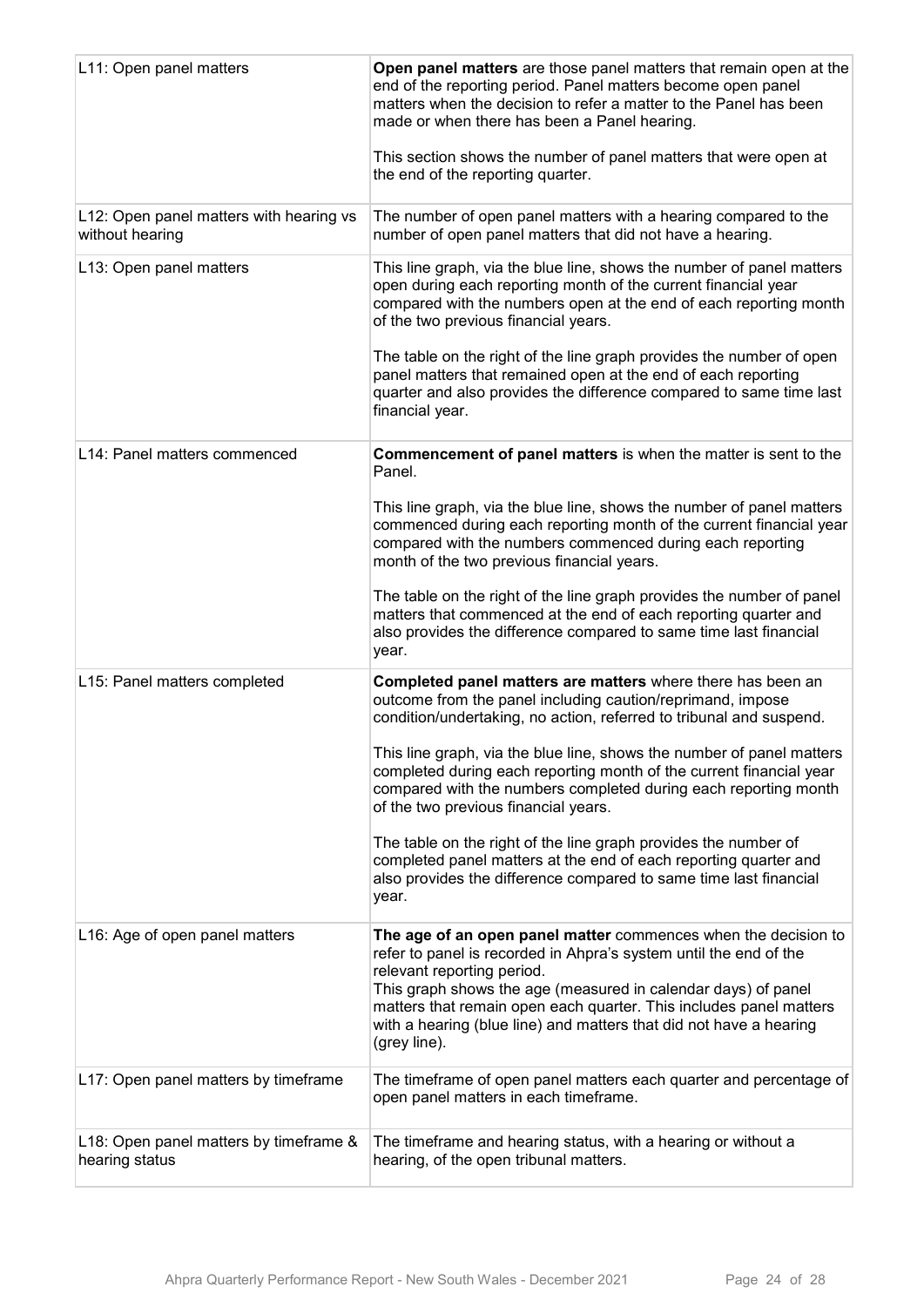| | |
|---|---|
| L11: Open panel matters | **Open panel matters** are those panel matters that remain open at the end of the reporting period. Panel matters become open panel matters when the decision to refer a matter to the Panel has been made or when there has been a Panel hearing.<br><br>This section shows the number of panel matters that were open at the end of the reporting quarter. |
| L12: Open panel matters with hearing vs without hearing | The number of open panel matters with a hearing compared to the number of open panel matters that did not have a hearing. |
| L13: Open panel matters | This line graph, via the blue line, shows the number of panel matters open during each reporting month of the current financial year compared with the numbers open at the end of each reporting month of the two previous financial years.<br><br>The table on the right of the line graph provides the number of open panel matters that remained open at the end of each reporting quarter and also provides the difference compared to same time last financial year. |
| L14: Panel matters commenced | **Commencement of panel matters** is when the matter is sent to the Panel.<br><br>This line graph, via the blue line, shows the number of panel matters commenced during each reporting month of the current financial year compared with the numbers commenced during each reporting month of the two previous financial years.<br><br>The table on the right of the line graph provides the number of panel matters that commenced at the end of each reporting quarter and also provides the difference compared to same time last financial year. |
| L15: Panel matters completed | **Completed panel matters are matters** where there has been an outcome from the panel including caution/reprimand, impose condition/undertaking, no action, referred to tribunal and suspend.<br><br>This line graph, via the blue line, shows the number of panel matters completed during each reporting month of the current financial year compared with the numbers completed during each reporting month of the two previous financial years.<br><br>The table on the right of the line graph provides the number of completed panel matters at the end of each reporting quarter and also provides the difference compared to same time last financial year. |
| L16: Age of open panel matters | **The age of an open panel matter** commences when the decision to refer to panel is recorded in Ahpra's system until the end of the relevant reporting period.<br>This graph shows the age (measured in calendar days) of panel matters that remain open each quarter. This includes panel matters with a hearing (blue line) and matters that did not have a hearing (grey line). |
| L17: Open panel matters by timeframe | The timeframe of open panel matters each quarter and percentage of open panel matters in each timeframe. |
| L18: Open panel matters by timeframe & hearing status | The timeframe and hearing status, with a hearing or without a hearing, of the open tribunal matters. |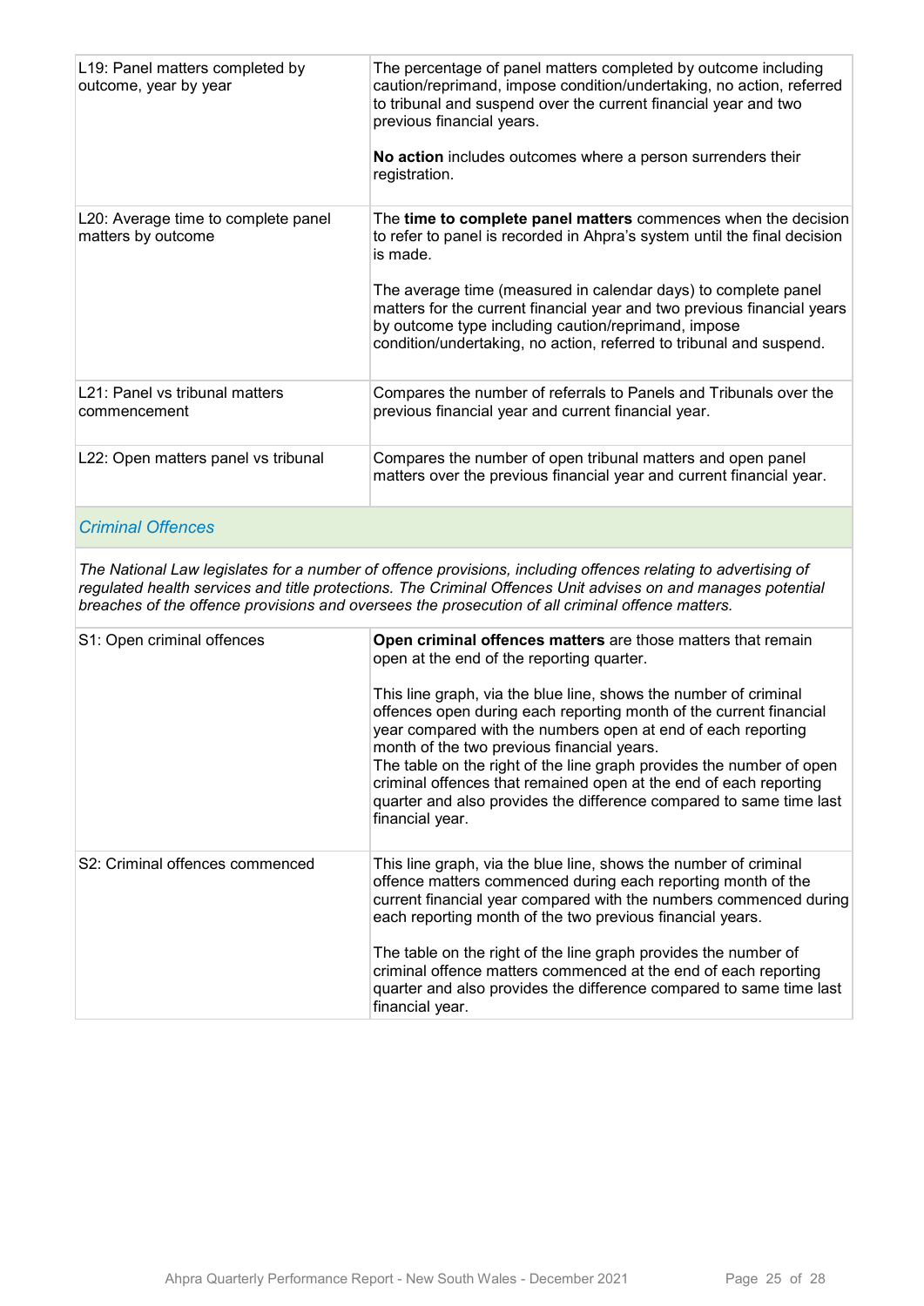| | |
|---|---|
| L19: Panel matters completed by outcome, year by year | The percentage of panel matters completed by outcome including caution/reprimand, impose condition/undertaking, no action, referred to tribunal and suspend over the current financial year and two previous financial years.<br><br>**No action** includes outcomes where a person surrenders their registration. |
| L20: Average time to complete panel matters by outcome | The **time to complete panel matters** commences when the decision to refer to panel is recorded in Ahpra's system until the final decision is made.<br><br>The average time (measured in calendar days) to complete panel matters for the current financial year and two previous financial years by outcome type including caution/reprimand, impose condition/undertaking, no action, referred to tribunal and suspend. |
| L21: Panel vs tribunal matters commencement | Compares the number of referrals to Panels and Tribunals over the previous financial year and current financial year. |
| L22: Open matters panel vs tribunal | Compares the number of open tribunal matters and open panel matters over the previous financial year and current financial year. |

## *Criminal Offences*

*The National Law legislates for a number of offence provisions, including offences relating to advertising of regulated health services and title protections. The Criminal Offences Unit advises on and manages potential breaches of the offence provisions and oversees the prosecution of all criminal offence matters.*

| | |
|---|---|
| S1: Open criminal offences | **Open criminal offences matters** are those matters that remain open at the end of the reporting quarter.<br><br>This line graph, via the blue line, shows the number of criminal offences open during each reporting month of the current financial year compared with the numbers open at end of each reporting month of the two previous financial years.<br>The table on the right of the line graph provides the number of open criminal offences that remained open at the end of each reporting quarter and also provides the difference compared to same time last financial year. |
| S2: Criminal offences commenced | This line graph, via the blue line, shows the number of criminal offence matters commenced during each reporting month of the current financial year compared with the numbers commenced during each reporting month of the two previous financial years.<br><br>The table on the right of the line graph provides the number of criminal offence matters commenced at the end of each reporting quarter and also provides the difference compared to same time last financial year. |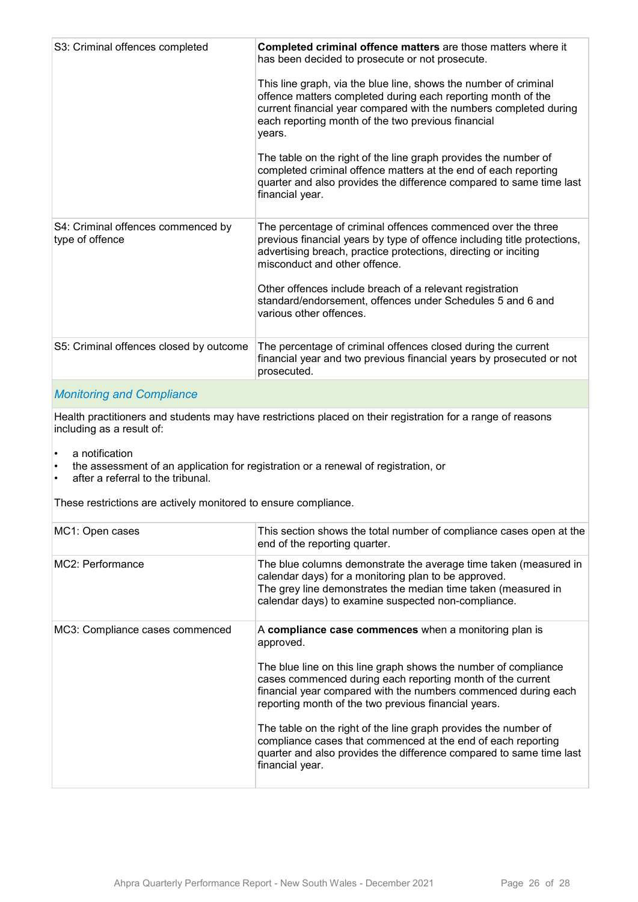| | |
|---|---|
| S3: Criminal offences completed | **Completed criminal offence matters** are those matters where it has been decided to prosecute or not prosecute.<br><br>This line graph, via the blue line, shows the number of criminal offence matters completed during each reporting month of the current financial year compared with the numbers completed during each reporting month of the two previous financial years.<br><br>The table on the right of the line graph provides the number of completed criminal offence matters at the end of each reporting quarter and also provides the difference compared to same time last financial year. |
| S4: Criminal offences commenced by type of offence | The percentage of criminal offences commenced over the three previous financial years by type of offence including title protections, advertising breach, practice protections, directing or inciting misconduct and other offence.<br><br>Other offences include breach of a relevant registration standard/endorsement, offences under Schedules 5 and 6 and various other offences. |
| S5: Criminal offences closed by outcome | The percentage of criminal offences closed during the current financial year and two previous financial years by prosecuted or not prosecuted. |

### *Monitoring and Compliance*

Health practitioners and students may have restrictions placed on their registration for a range of reasons including as a result of:

- a notification
- the assessment of an application for registration or a renewal of registration, or
- after a referral to the tribunal.

These restrictions are actively monitored to ensure compliance.

| | |
|---|---|
| MC1: Open cases | This section shows the total number of compliance cases open at the end of the reporting quarter. |
| MC2: Performance | The blue columns demonstrate the average time taken (measured in calendar days) for a monitoring plan to be approved.<br>The grey line demonstrates the median time taken (measured in calendar days) to examine suspected non-compliance. |
| MC3: Compliance cases commenced | A **compliance case commences** when a monitoring plan is approved.<br><br>The blue line on this line graph shows the number of compliance cases commenced during each reporting month of the current financial year compared with the numbers commenced during each reporting month of the two previous financial years.<br><br>The table on the right of the line graph provides the number of compliance cases that commenced at the end of each reporting quarter and also provides the difference compared to same time last financial year. |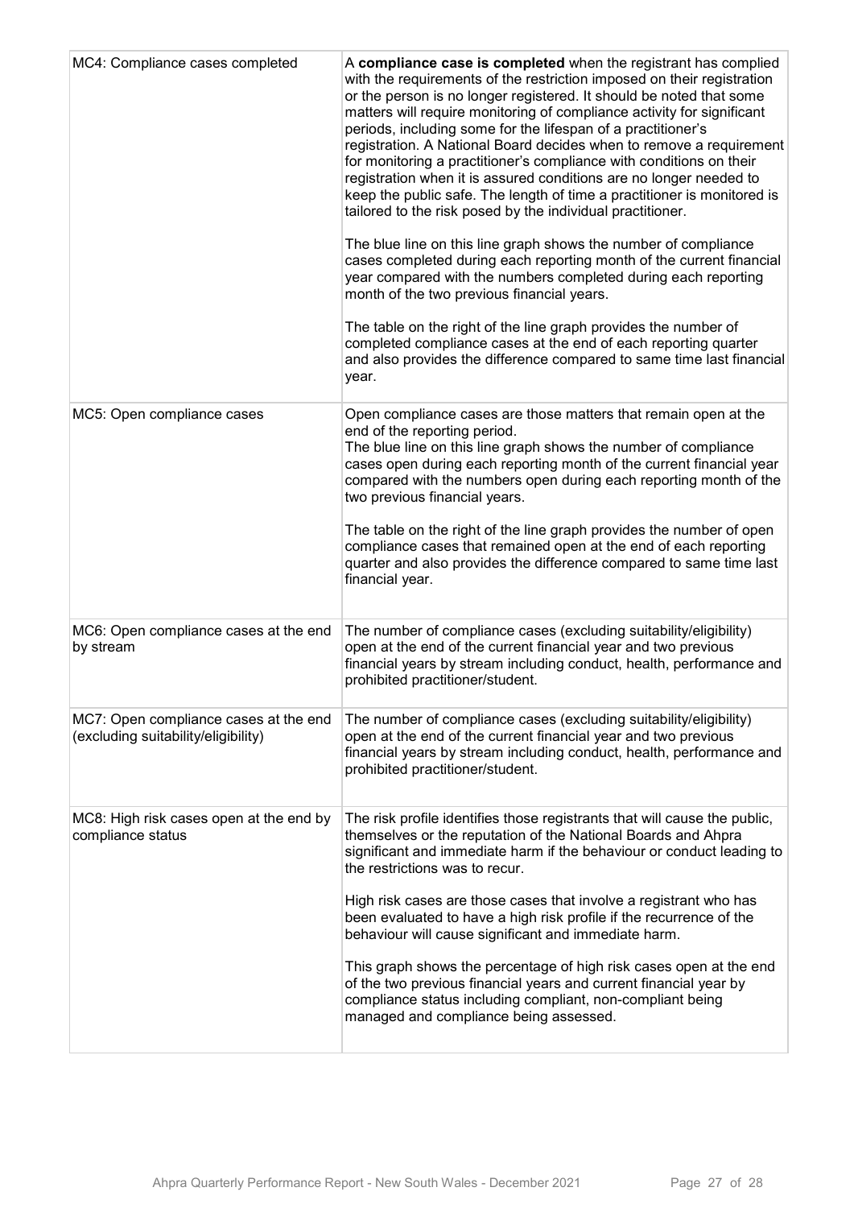| | |
|---|---|
| MC4: Compliance cases completed | A **compliance case is completed** when the registrant has complied with the requirements of the restriction imposed on their registration or the person is no longer registered. It should be noted that some matters will require monitoring of compliance activity for significant periods, including some for the lifespan of a practitioner's registration. A National Board decides when to remove a requirement for monitoring a practitioner's compliance with conditions on their registration when it is assured conditions are no longer needed to keep the public safe. The length of time a practitioner is monitored is tailored to the risk posed by the individual practitioner.<br><br>The blue line on this line graph shows the number of compliance cases completed during each reporting month of the current financial year compared with the numbers completed during each reporting month of the two previous financial years.<br><br>The table on the right of the line graph provides the number of completed compliance cases at the end of each reporting quarter and also provides the difference compared to same time last financial year. |
| MC5: Open compliance cases | Open compliance cases are those matters that remain open at the end of the reporting period.<br>The blue line on this line graph shows the number of compliance cases open during each reporting month of the current financial year compared with the numbers open during each reporting month of the two previous financial years.<br><br>The table on the right of the line graph provides the number of open compliance cases that remained open at the end of each reporting quarter and also provides the difference compared to same time last financial year. |
| MC6: Open compliance cases at the end by stream | The number of compliance cases (excluding suitability/eligibility) open at the end of the current financial year and two previous financial years by stream including conduct, health, performance and prohibited practitioner/student. |
| MC7: Open compliance cases at the end (excluding suitability/eligibility) | The number of compliance cases (excluding suitability/eligibility) open at the end of the current financial year and two previous financial years by stream including conduct, health, performance and prohibited practitioner/student. |
| MC8: High risk cases open at the end by compliance status | The risk profile identifies those registrants that will cause the public, themselves or the reputation of the National Boards and Ahpra significant and immediate harm if the behaviour or conduct leading to the restrictions was to recur.<br><br>High risk cases are those cases that involve a registrant who has been evaluated to have a high risk profile if the recurrence of the behaviour will cause significant and immediate harm.<br><br>This graph shows the percentage of high risk cases open at the end of the two previous financial years and current financial year by compliance status including compliant, non-compliant being managed and compliance being assessed. |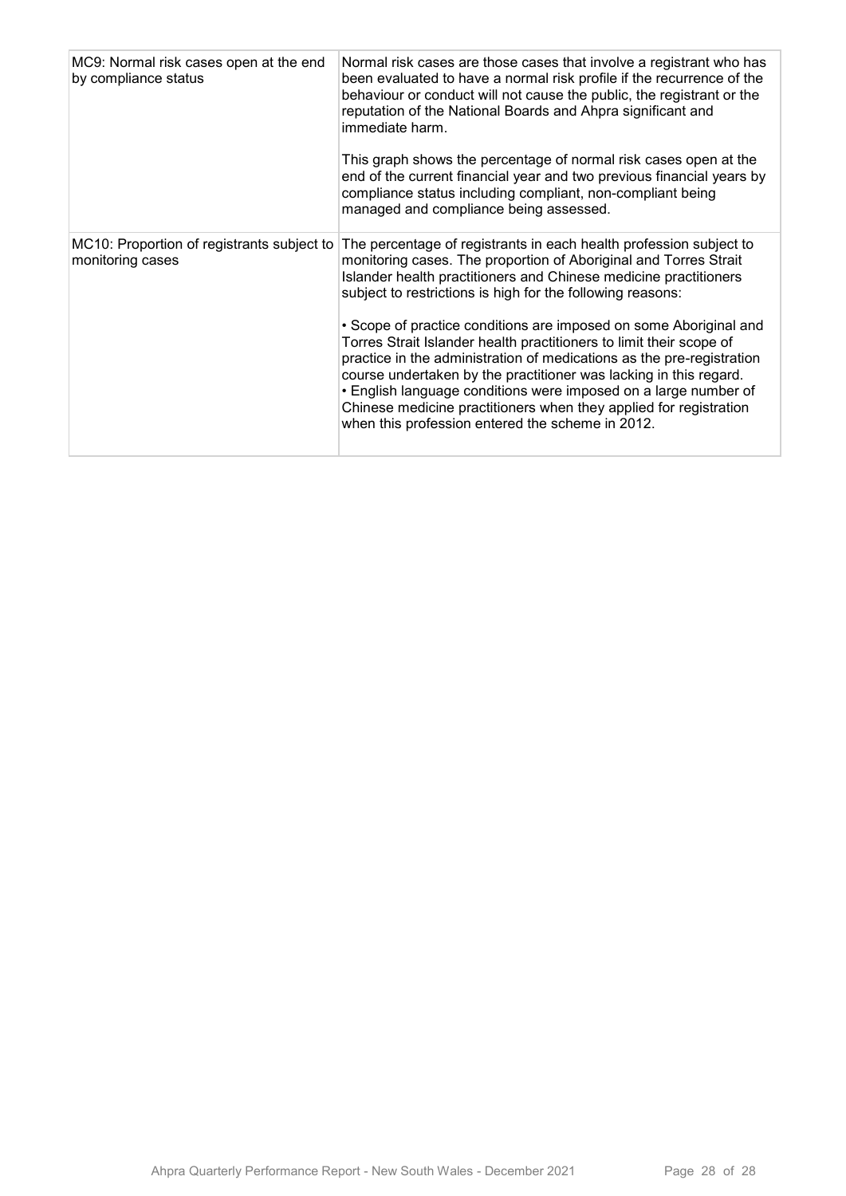| | |
|---|---|
| MC9: Normal risk cases open at the end by compliance status | Normal risk cases are those cases that involve a registrant who has been evaluated to have a normal risk profile if the recurrence of the behaviour or conduct will not cause the public, the registrant or the reputation of the National Boards and Ahpra significant and immediate harm.<br><br>This graph shows the percentage of normal risk cases open at the end of the current financial year and two previous financial years by compliance status including compliant, non-compliant being managed and compliance being assessed. |
| MC10: Proportion of registrants subject to monitoring cases | The percentage of registrants in each health profession subject to monitoring cases. The proportion of Aboriginal and Torres Strait Islander health practitioners and Chinese medicine practitioners subject to restrictions is high for the following reasons:<br><br>• Scope of practice conditions are imposed on some Aboriginal and Torres Strait Islander health practitioners to limit their scope of practice in the administration of medications as the pre-registration course undertaken by the practitioner was lacking in this regard.<br>• English language conditions were imposed on a large number of Chinese medicine practitioners when they applied for registration when this profession entered the scheme in 2012. |